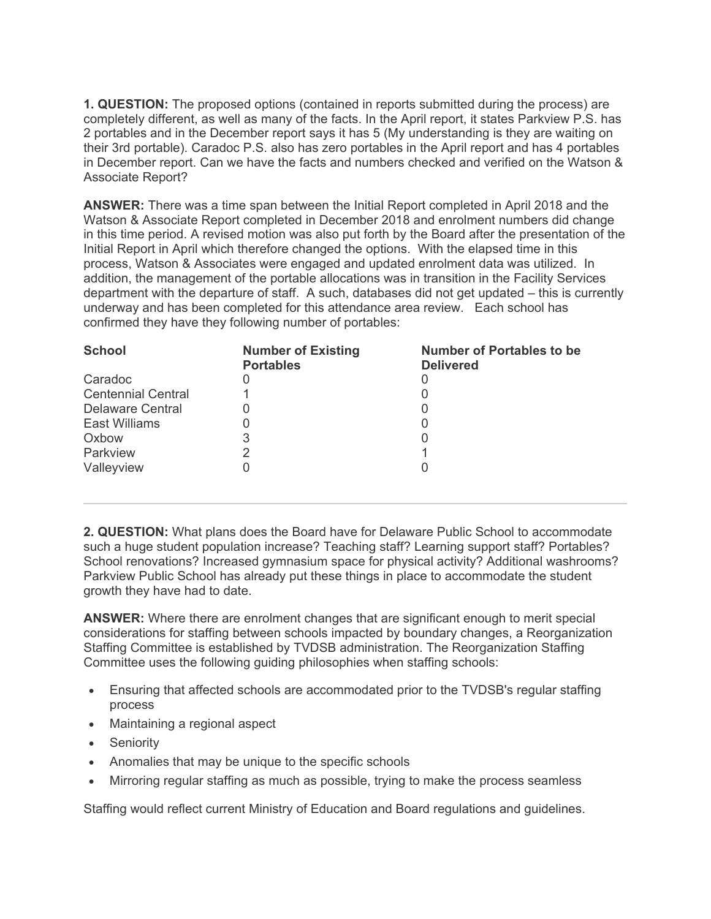**1. QUESTION:** The proposed options (contained in reports submitted during the process) are completely different, as well as many of the facts. In the April report, it states Parkview P.S. has 2 portables and in the December report says it has 5 (My understanding is they are waiting on their 3rd portable). Caradoc P.S. also has zero portables in the April report and has 4 portables in December report. Can we have the facts and numbers checked and verified on the Watson & Associate Report?

**ANSWER:** There was a time span between the Initial Report completed in April 2018 and the Watson & Associate Report completed in December 2018 and enrolment numbers did change in this time period. A revised motion was also put forth by the Board after the presentation of the Initial Report in April which therefore changed the options. With the elapsed time in this process, Watson & Associates were engaged and updated enrolment data was utilized. In addition, the management of the portable allocations was in transition in the Facility Services department with the departure of staff. A such, databases did not get updated – this is currently underway and has been completed for this attendance area review. Each school has confirmed they have they following number of portables:

| School | Number of Existing Portables | Number of Portables to be Delivered |
|---|---|---|
| Caradoc | 0 | 0 |
| Centennial Central | 1 | 0 |
| Delaware Central | 0 | 0 |
| East Williams | 0 | 0 |
| Oxbow | 3 | 0 |
| Parkview | 2 | 1 |
| Valleyview | 0 | 0 |

---

**2. QUESTION:** What plans does the Board have for Delaware Public School to accommodate such a huge student population increase? Teaching staff? Learning support staff? Portables? School renovations? Increased gymnasium space for physical activity? Additional washrooms? Parkview Public School has already put these things in place to accommodate the student growth they have had to date.

**ANSWER:** Where there are enrolment changes that are significant enough to merit special considerations for staffing between schools impacted by boundary changes, a Reorganization Staffing Committee is established by TVDSB administration. The Reorganization Staffing Committee uses the following guiding philosophies when staffing schools:

- Ensuring that affected schools are accommodated prior to the TVDSB's regular staffing process
- Maintaining a regional aspect
- Seniority
- Anomalies that may be unique to the specific schools
- Mirroring regular staffing as much as possible, trying to make the process seamless

Staffing would reflect current Ministry of Education and Board regulations and guidelines.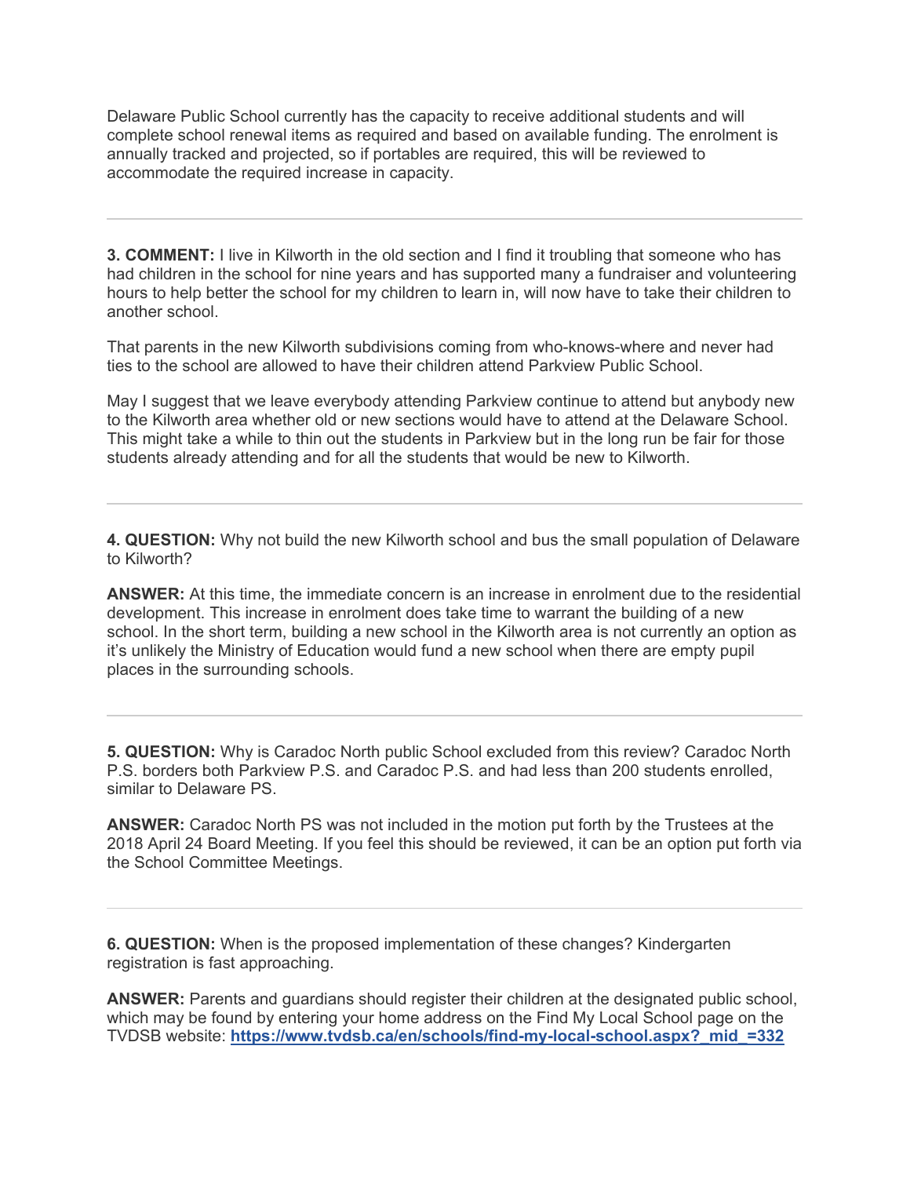Delaware Public School currently has the capacity to receive additional students and will complete school renewal items as required and based on available funding. The enrolment is annually tracked and projected, so if portables are required, this will be reviewed to accommodate the required increase in capacity.

---

**3. COMMENT:** I live in Kilworth in the old section and I find it troubling that someone who has had children in the school for nine years and has supported many a fundraiser and volunteering hours to help better the school for my children to learn in, will now have to take their children to another school.

That parents in the new Kilworth subdivisions coming from who-knows-where and never had ties to the school are allowed to have their children attend Parkview Public School.

May I suggest that we leave everybody attending Parkview continue to attend but anybody new to the Kilworth area whether old or new sections would have to attend at the Delaware School. This might take a while to thin out the students in Parkview but in the long run be fair for those students already attending and for all the students that would be new to Kilworth.

---

**4. QUESTION:** Why not build the new Kilworth school and bus the small population of Delaware to Kilworth?

**ANSWER:** At this time, the immediate concern is an increase in enrolment due to the residential development. This increase in enrolment does take time to warrant the building of a new school. In the short term, building a new school in the Kilworth area is not currently an option as it's unlikely the Ministry of Education would fund a new school when there are empty pupil places in the surrounding schools.

---

**5. QUESTION:** Why is Caradoc North public School excluded from this review? Caradoc North P.S. borders both Parkview P.S. and Caradoc P.S. and had less than 200 students enrolled, similar to Delaware PS.

**ANSWER:** Caradoc North PS was not included in the motion put forth by the Trustees at the 2018 April 24 Board Meeting. If you feel this should be reviewed, it can be an option put forth via the School Committee Meetings.

---

**6. QUESTION:** When is the proposed implementation of these changes? Kindergarten registration is fast approaching.

**ANSWER:** Parents and guardians should register their children at the designated public school, which may be found by entering your home address on the Find My Local School page on the TVDSB website: **https://www.tvdsb.ca/en/schools/find-my-local-school.aspx?_mid_=332**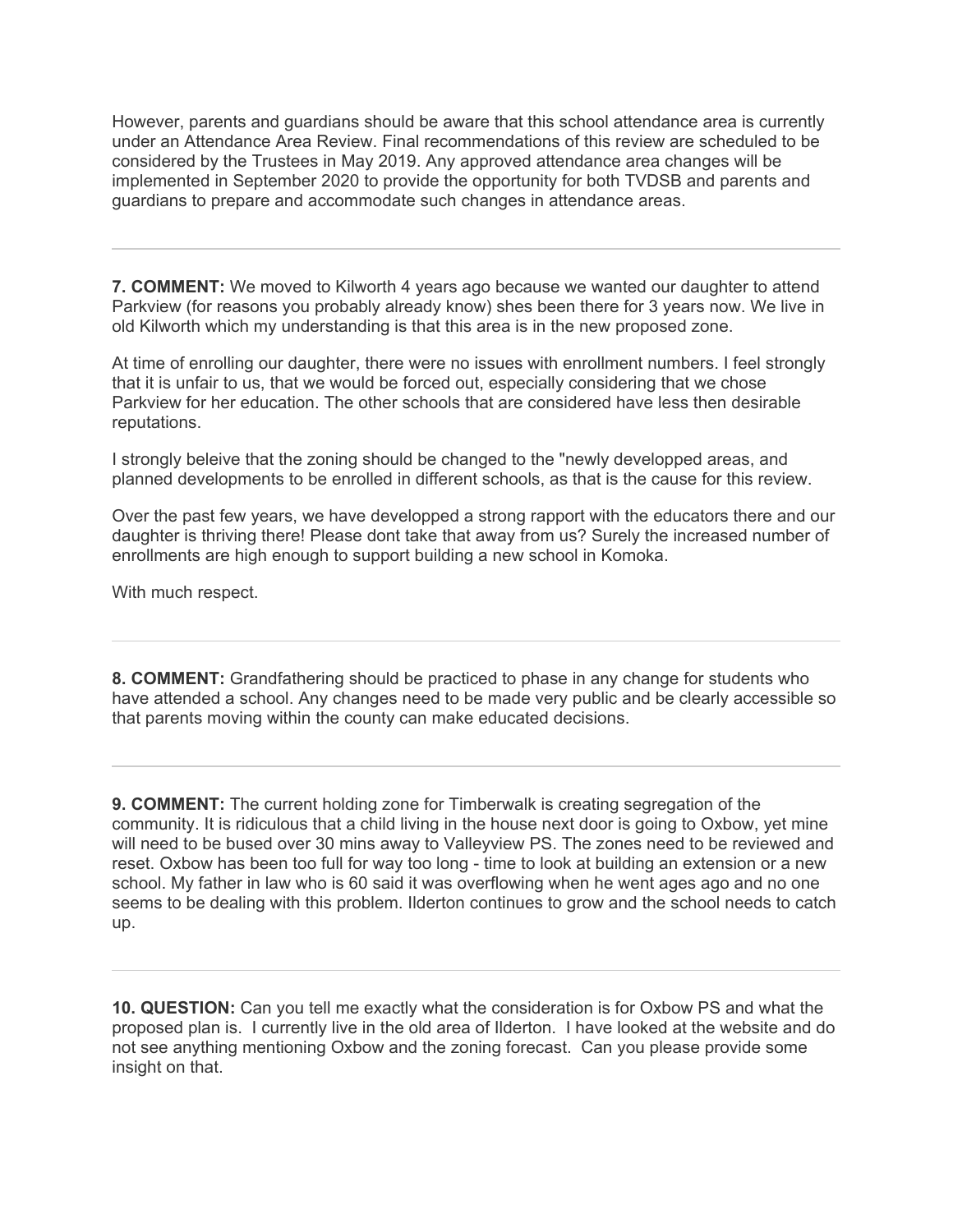However, parents and guardians should be aware that this school attendance area is currently under an Attendance Area Review. Final recommendations of this review are scheduled to be considered by the Trustees in May 2019. Any approved attendance area changes will be implemented in September 2020 to provide the opportunity for both TVDSB and parents and guardians to prepare and accommodate such changes in attendance areas.

---

**7. COMMENT:** We moved to Kilworth 4 years ago because we wanted our daughter to attend Parkview (for reasons you probably already know) shes been there for 3 years now. We live in old Kilworth which my understanding is that this area is in the new proposed zone.

At time of enrolling our daughter, there were no issues with enrollment numbers. I feel strongly that it is unfair to us, that we would be forced out, especially considering that we chose Parkview for her education. The other schools that are considered have less then desirable reputations.

I strongly beleive that the zoning should be changed to the "newly developped areas, and planned developments to be enrolled in different schools, as that is the cause for this review.

Over the past few years, we have developped a strong rapport with the educators there and our daughter is thriving there! Please dont take that away from us? Surely the increased number of enrollments are high enough to support building a new school in Komoka.

With much respect.

---

**8. COMMENT:** Grandfathering should be practiced to phase in any change for students who have attended a school. Any changes need to be made very public and be clearly accessible so that parents moving within the county can make educated decisions.

---

**9. COMMENT:** The current holding zone for Timberwalk is creating segregation of the community. It is ridiculous that a child living in the house next door is going to Oxbow, yet mine will need to be bused over 30 mins away to Valleyview PS. The zones need to be reviewed and reset. Oxbow has been too full for way too long - time to look at building an extension or a new school. My father in law who is 60 said it was overflowing when he went ages ago and no one seems to be dealing with this problem. Ilderton continues to grow and the school needs to catch up.

---

**10. QUESTION:** Can you tell me exactly what the consideration is for Oxbow PS and what the proposed plan is. I currently live in the old area of Ilderton. I have looked at the website and do not see anything mentioning Oxbow and the zoning forecast. Can you please provide some insight on that.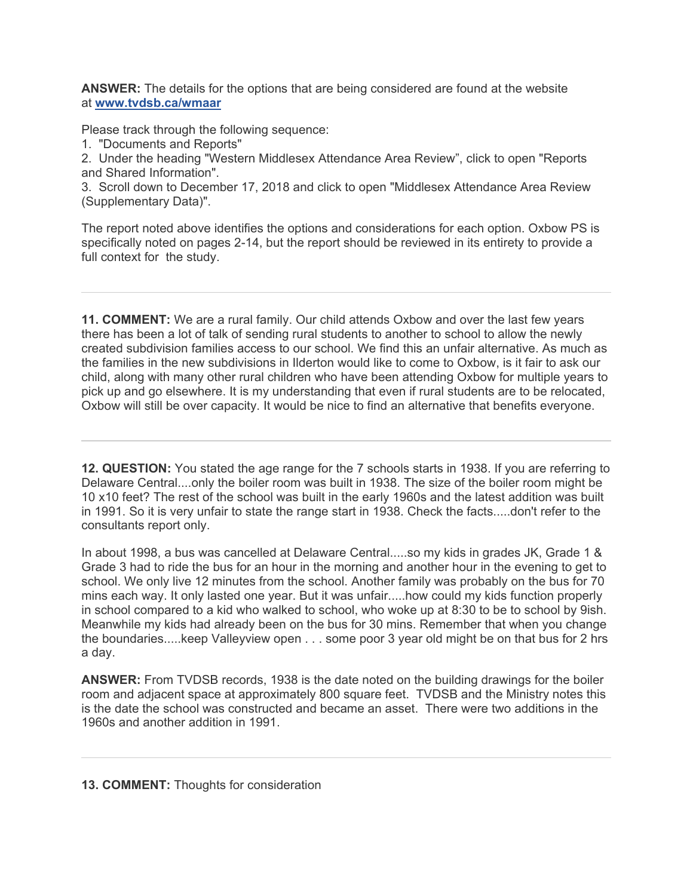**ANSWER:** The details for the options that are being considered are found at the website at **www.tvdsb.ca/wmaar**

Please track through the following sequence:
1. "Documents and Reports"
2. Under the heading "Western Middlesex Attendance Area Review", click to open "Reports and Shared Information".
3. Scroll down to December 17, 2018 and click to open "Middlesex Attendance Area Review (Supplementary Data)".

The report noted above identifies the options and considerations for each option. Oxbow PS is specifically noted on pages 2-14, but the report should be reviewed in its entirety to provide a full context for the study.

---

**11. COMMENT:** We are a rural family. Our child attends Oxbow and over the last few years there has been a lot of talk of sending rural students to another to school to allow the newly created subdivision families access to our school. We find this an unfair alternative. As much as the families in the new subdivisions in Ilderton would like to come to Oxbow, is it fair to ask our child, along with many other rural children who have been attending Oxbow for multiple years to pick up and go elsewhere. It is my understanding that even if rural students are to be relocated, Oxbow will still be over capacity. It would be nice to find an alternative that benefits everyone.

---

**12. QUESTION:** You stated the age range for the 7 schools starts in 1938. If you are referring to Delaware Central....only the boiler room was built in 1938. The size of the boiler room might be 10 x10 feet? The rest of the school was built in the early 1960s and the latest addition was built in 1991. So it is very unfair to state the range start in 1938. Check the facts.....don't refer to the consultants report only.

In about 1998, a bus was cancelled at Delaware Central.....so my kids in grades JK, Grade 1 & Grade 3 had to ride the bus for an hour in the morning and another hour in the evening to get to school. We only live 12 minutes from the school. Another family was probably on the bus for 70 mins each way. It only lasted one year. But it was unfair.....how could my kids function properly in school compared to a kid who walked to school, who woke up at 8:30 to be to school by 9ish. Meanwhile my kids had already been on the bus for 30 mins. Remember that when you change the boundaries.....keep Valleyview open . . . some poor 3 year old might be on that bus for 2 hrs a day.

**ANSWER:** From TVDSB records, 1938 is the date noted on the building drawings for the boiler room and adjacent space at approximately 800 square feet. TVDSB and the Ministry notes this is the date the school was constructed and became an asset. There were two additions in the 1960s and another addition in 1991.

---

**13. COMMENT:** Thoughts for consideration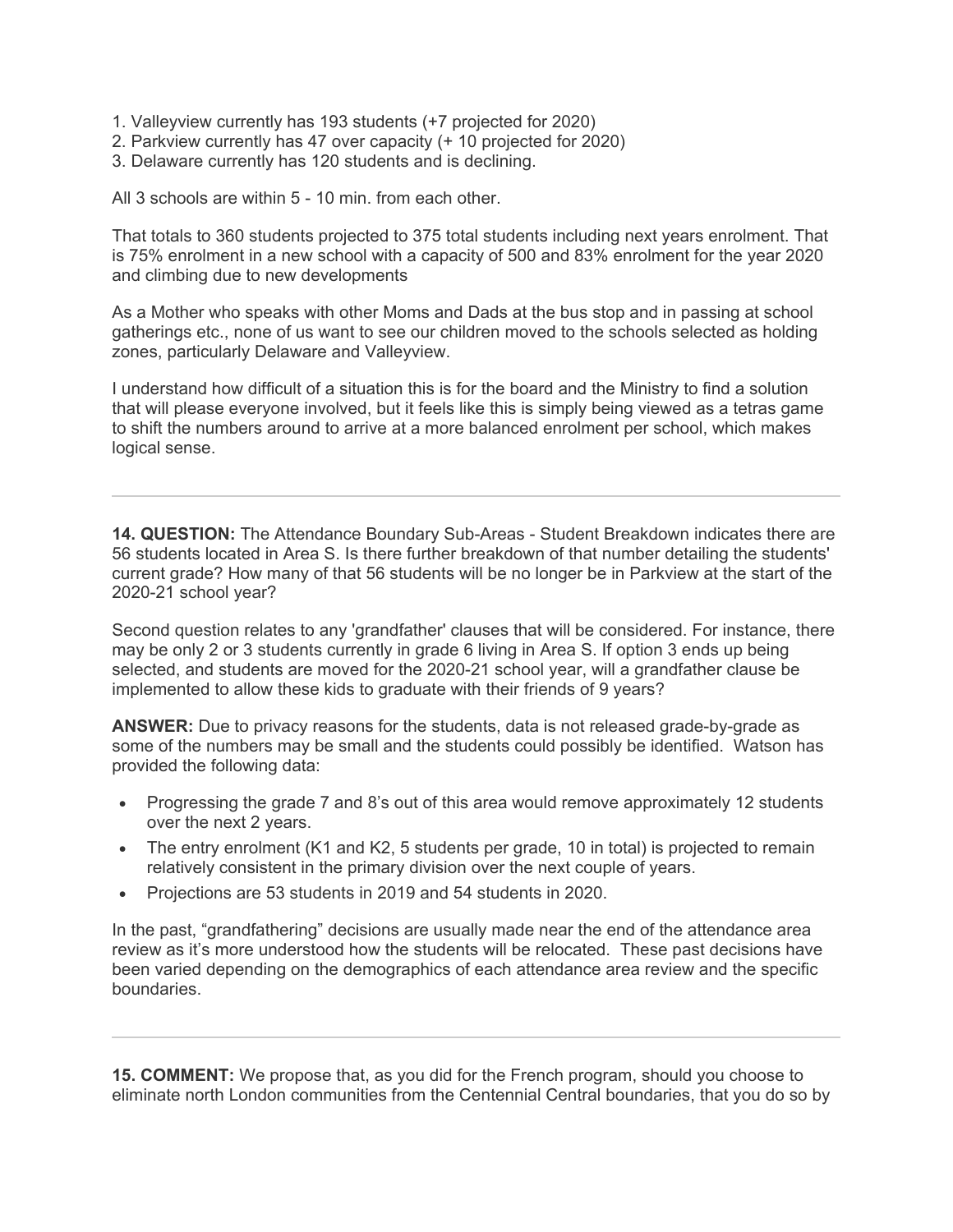1. Valleyview currently has 193 students (+7 projected for 2020)
2. Parkview currently has 47 over capacity (+ 10 projected for 2020)
3. Delaware currently has 120 students and is declining.

All 3 schools are within 5 - 10 min. from each other.

That totals to 360 students projected to 375 total students including next years enrolment. That is 75% enrolment in a new school with a capacity of 500 and 83% enrolment for the year 2020 and climbing due to new developments

As a Mother who speaks with other Moms and Dads at the bus stop and in passing at school gatherings etc., none of us want to see our children moved to the schools selected as holding zones, particularly Delaware and Valleyview.

I understand how difficult of a situation this is for the board and the Ministry to find a solution that will please everyone involved, but it feels like this is simply being viewed as a tetras game to shift the numbers around to arrive at a more balanced enrolment per school, which makes logical sense.

---

**14. QUESTION:** The Attendance Boundary Sub-Areas - Student Breakdown indicates there are 56 students located in Area S. Is there further breakdown of that number detailing the students' current grade? How many of that 56 students will be no longer be in Parkview at the start of the 2020-21 school year?

Second question relates to any 'grandfather' clauses that will be considered. For instance, there may be only 2 or 3 students currently in grade 6 living in Area S. If option 3 ends up being selected, and students are moved for the 2020-21 school year, will a grandfather clause be implemented to allow these kids to graduate with their friends of 9 years?

**ANSWER:** Due to privacy reasons for the students, data is not released grade-by-grade as some of the numbers may be small and the students could possibly be identified. Watson has provided the following data:

- Progressing the grade 7 and 8's out of this area would remove approximately 12 students over the next 2 years.
- The entry enrolment (K1 and K2, 5 students per grade, 10 in total) is projected to remain relatively consistent in the primary division over the next couple of years.
- Projections are 53 students in 2019 and 54 students in 2020.

In the past, "grandfathering" decisions are usually made near the end of the attendance area review as it's more understood how the students will be relocated. These past decisions have been varied depending on the demographics of each attendance area review and the specific boundaries.

---

**15. COMMENT:** We propose that, as you did for the French program, should you choose to eliminate north London communities from the Centennial Central boundaries, that you do so by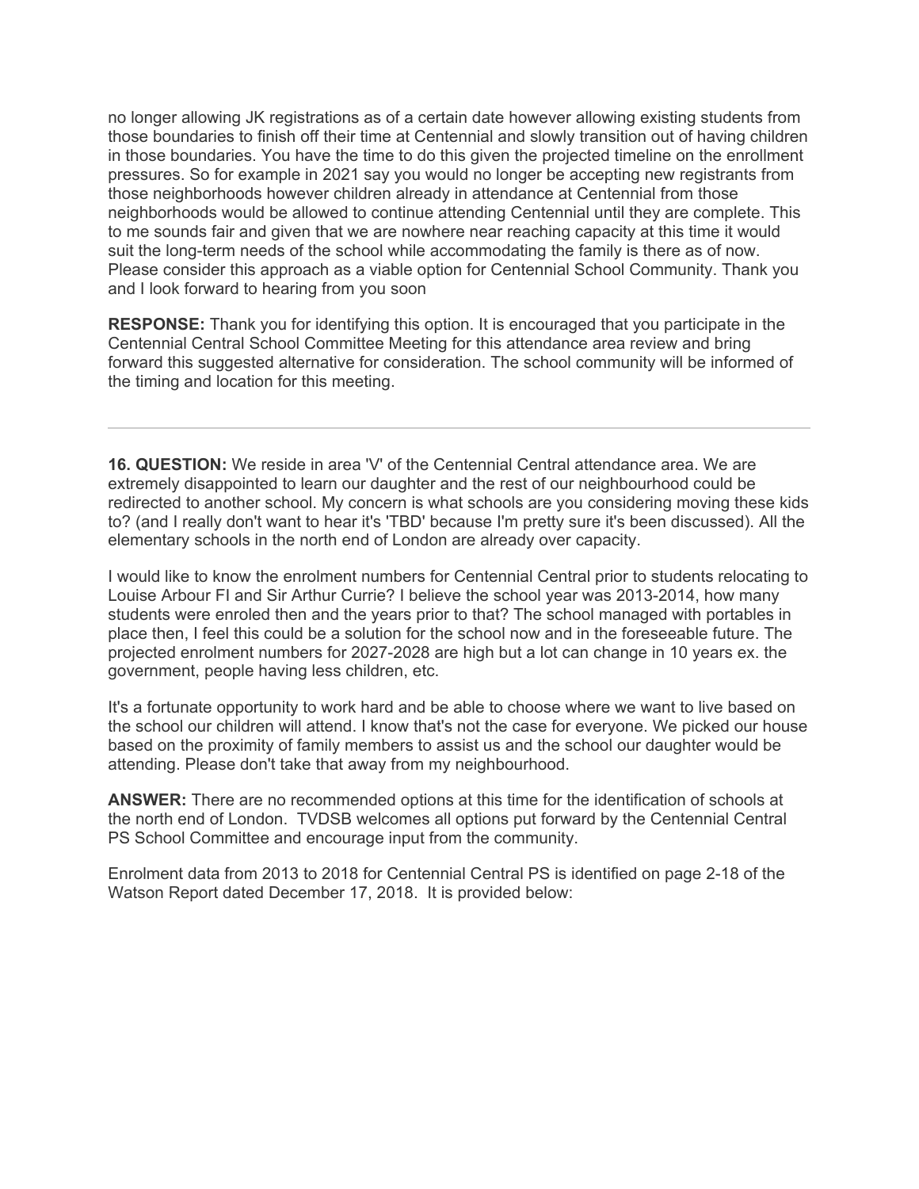no longer allowing JK registrations as of a certain date however allowing existing students from those boundaries to finish off their time at Centennial and slowly transition out of having children in those boundaries. You have the time to do this given the projected timeline on the enrollment pressures. So for example in 2021 say you would no longer be accepting new registrants from those neighborhoods however children already in attendance at Centennial from those neighborhoods would be allowed to continue attending Centennial until they are complete. This to me sounds fair and given that we are nowhere near reaching capacity at this time it would suit the long-term needs of the school while accommodating the family is there as of now. Please consider this approach as a viable option for Centennial School Community. Thank you and I look forward to hearing from you soon

**RESPONSE:** Thank you for identifying this option. It is encouraged that you participate in the Centennial Central School Committee Meeting for this attendance area review and bring forward this suggested alternative for consideration. The school community will be informed of the timing and location for this meeting.

---

**16. QUESTION:** We reside in area 'V' of the Centennial Central attendance area. We are extremely disappointed to learn our daughter and the rest of our neighbourhood could be redirected to another school. My concern is what schools are you considering moving these kids to? (and I really don't want to hear it's 'TBD' because I'm pretty sure it's been discussed). All the elementary schools in the north end of London are already over capacity.

I would like to know the enrolment numbers for Centennial Central prior to students relocating to Louise Arbour FI and Sir Arthur Currie? I believe the school year was 2013-2014, how many students were enroled then and the years prior to that? The school managed with portables in place then, I feel this could be a solution for the school now and in the foreseeable future. The projected enrolment numbers for 2027-2028 are high but a lot can change in 10 years ex. the government, people having less children, etc.

It's a fortunate opportunity to work hard and be able to choose where we want to live based on the school our children will attend. I know that's not the case for everyone. We picked our house based on the proximity of family members to assist us and the school our daughter would be attending. Please don't take that away from my neighbourhood.

**ANSWER:** There are no recommended options at this time for the identification of schools at the north end of London. TVDSB welcomes all options put forward by the Centennial Central PS School Committee and encourage input from the community.

Enrolment data from 2013 to 2018 for Centennial Central PS is identified on page 2-18 of the Watson Report dated December 17, 2018. It is provided below: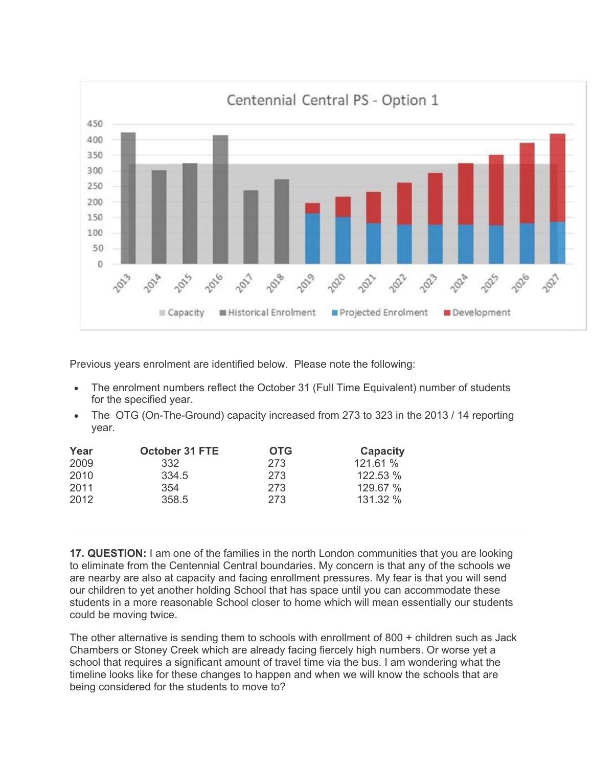Previous years enrolment are identified below. Please note the following:

- The enrolment numbers reflect the October 31 (Full Time Equivalent) number of students for the specified year.
- The OTG (On-The-Ground) capacity increased from 273 to 323 in the 2013 / 14 reporting year.

| Year | October 31 FTE | OTG | Capacity |
|---|---|---|---|
| 2009 | 332 | 273 | 121.61 % |
| 2010 | 334.5 | 273 | 122.53 % |
| 2011 | 354 | 273 | 129.67 % |
| 2012 | 358.5 | 273 | 131.32 % |

---

**17. QUESTION:** I am one of the families in the north London communities that you are looking to eliminate from the Centennial Central boundaries. My concern is that any of the schools we are nearby are also at capacity and facing enrollment pressures. My fear is that you will send our children to yet another holding School that has space until you can accommodate these students in a more reasonable School closer to home which will mean essentially our students could be moving twice.

The other alternative is sending them to schools with enrollment of 800 + children such as Jack Chambers or Stoney Creek which are already facing fiercely high numbers. Or worse yet a school that requires a significant amount of travel time via the bus. I am wondering what the timeline looks like for these changes to happen and when we will know the schools that are being considered for the students to move to?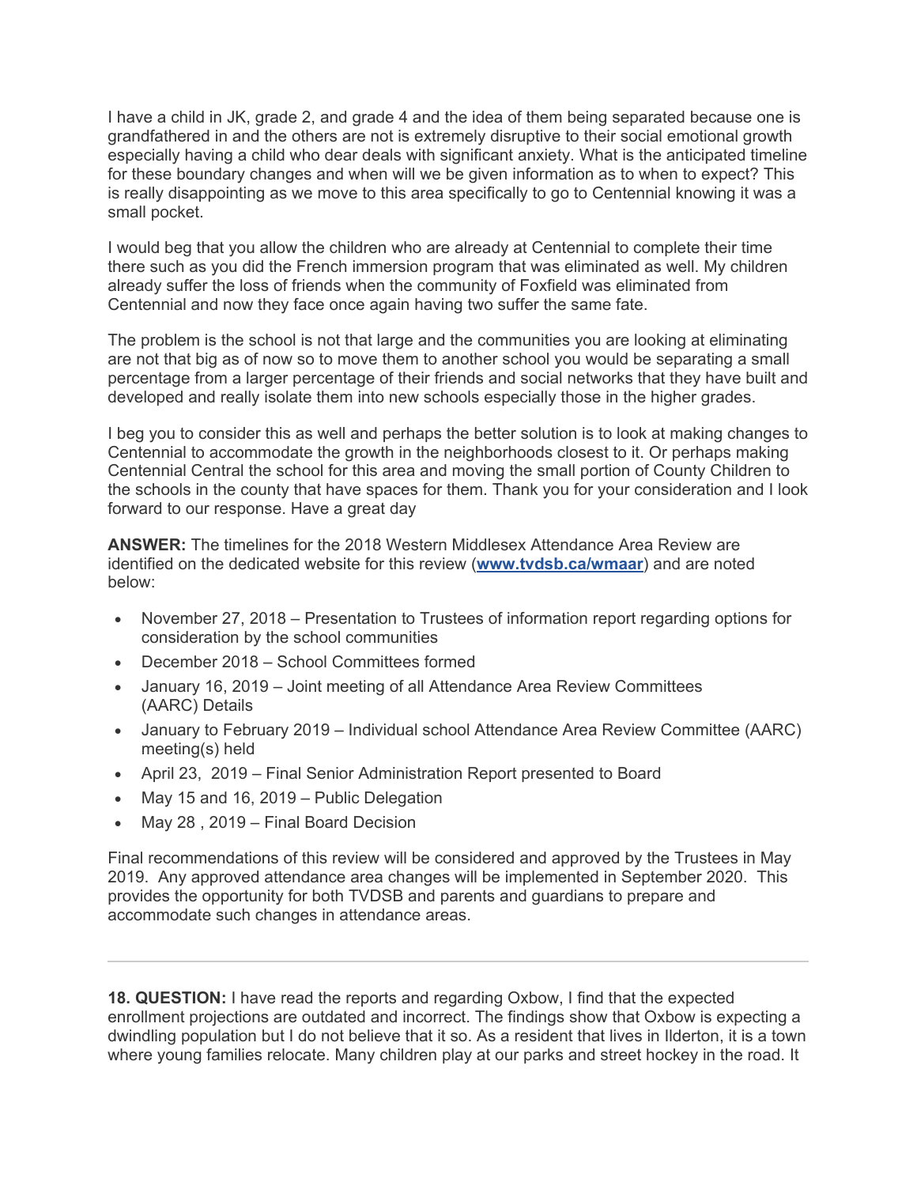I have a child in JK, grade 2, and grade 4 and the idea of them being separated because one is grandfathered in and the others are not is extremely disruptive to their social emotional growth especially having a child who dear deals with significant anxiety. What is the anticipated timeline for these boundary changes and when will we be given information as to when to expect? This is really disappointing as we move to this area specifically to go to Centennial knowing it was a small pocket.

I would beg that you allow the children who are already at Centennial to complete their time there such as you did the French immersion program that was eliminated as well. My children already suffer the loss of friends when the community of Foxfield was eliminated from Centennial and now they face once again having two suffer the same fate.

The problem is the school is not that large and the communities you are looking at eliminating are not that big as of now so to move them to another school you would be separating a small percentage from a larger percentage of their friends and social networks that they have built and developed and really isolate them into new schools especially those in the higher grades.

I beg you to consider this as well and perhaps the better solution is to look at making changes to Centennial to accommodate the growth in the neighborhoods closest to it. Or perhaps making Centennial Central the school for this area and moving the small portion of County Children to the schools in the county that have spaces for them. Thank you for your consideration and I look forward to our response. Have a great day

**ANSWER:** The timelines for the 2018 Western Middlesex Attendance Area Review are identified on the dedicated website for this review (**www.tvdsb.ca/wmaar**) and are noted below:

- November 27, 2018 – Presentation to Trustees of information report regarding options for consideration by the school communities
- December 2018 – School Committees formed
- January 16, 2019 – Joint meeting of all Attendance Area Review Committees (AARC) Details
- January to February 2019 – Individual school Attendance Area Review Committee (AARC) meeting(s) held
- April 23, 2019 – Final Senior Administration Report presented to Board
- May 15 and 16, 2019 – Public Delegation
- May 28 , 2019 – Final Board Decision

Final recommendations of this review will be considered and approved by the Trustees in May 2019. Any approved attendance area changes will be implemented in September 2020. This provides the opportunity for both TVDSB and parents and guardians to prepare and accommodate such changes in attendance areas.

---

**18. QUESTION:** I have read the reports and regarding Oxbow, I find that the expected enrollment projections are outdated and incorrect. The findings show that Oxbow is expecting a dwindling population but I do not believe that it so. As a resident that lives in Ilderton, it is a town where young families relocate. Many children play at our parks and street hockey in the road. It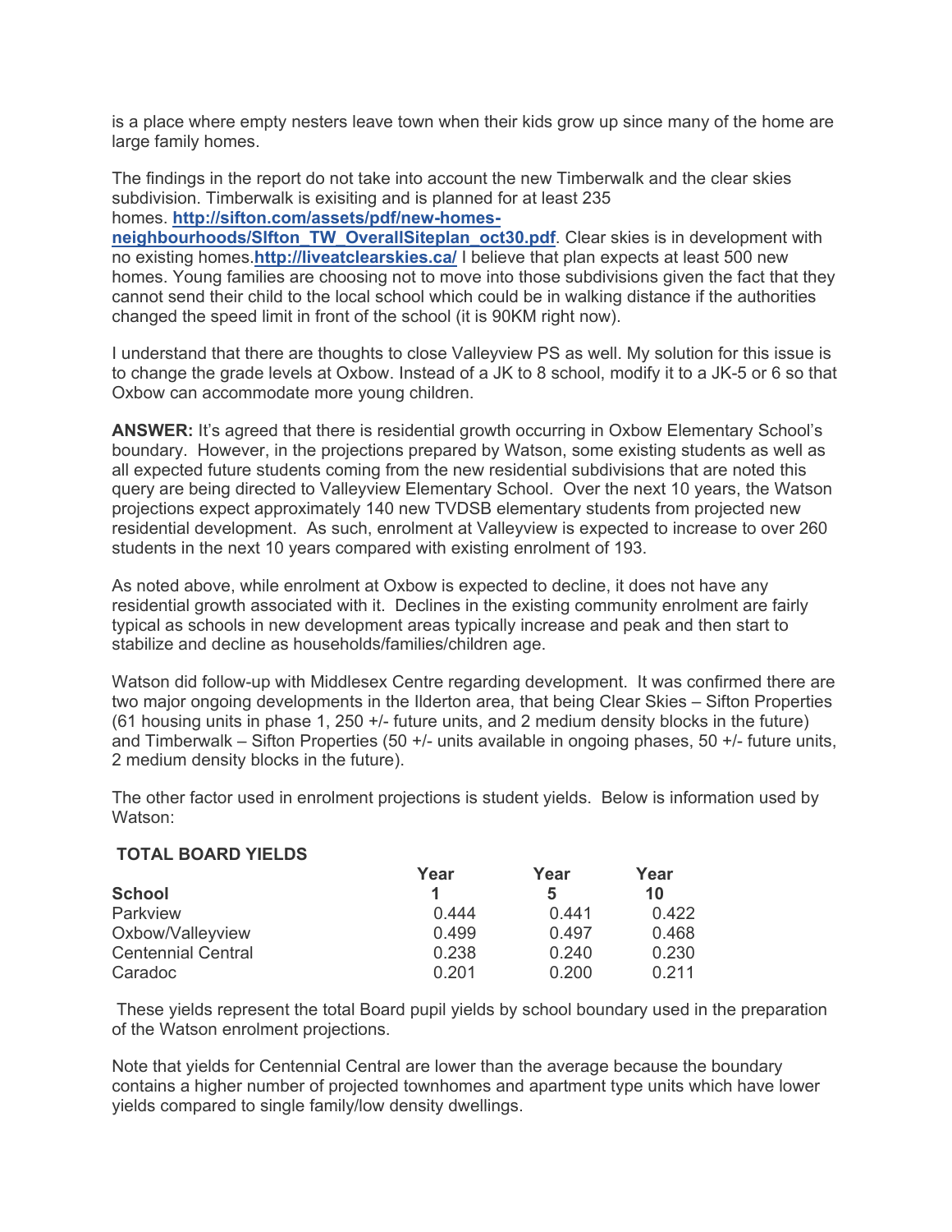is a place where empty nesters leave town when their kids grow up since many of the home are large family homes.

The findings in the report do not take into account the new Timberwalk and the clear skies subdivision. Timberwalk is exisiting and is planned for at least 235 homes. **http://sifton.com/assets/pdf/new-homes-neighbourhoods/SIfton_TW_OverallSiteplan_oct30.pdf**. Clear skies is in development with no existing homes.**http://liveatclearskies.ca/** I believe that plan expects at least 500 new homes. Young families are choosing not to move into those subdivisions given the fact that they cannot send their child to the local school which could be in walking distance if the authorities changed the speed limit in front of the school (it is 90KM right now).

I understand that there are thoughts to close Valleyview PS as well. My solution for this issue is to change the grade levels at Oxbow. Instead of a JK to 8 school, modify it to a JK-5 or 6 so that Oxbow can accommodate more young children.

**ANSWER:** It's agreed that there is residential growth occurring in Oxbow Elementary School's boundary. However, in the projections prepared by Watson, some existing students as well as all expected future students coming from the new residential subdivisions that are noted this query are being directed to Valleyview Elementary School. Over the next 10 years, the Watson projections expect approximately 140 new TVDSB elementary students from projected new residential development. As such, enrolment at Valleyview is expected to increase to over 260 students in the next 10 years compared with existing enrolment of 193.

As noted above, while enrolment at Oxbow is expected to decline, it does not have any residential growth associated with it. Declines in the existing community enrolment are fairly typical as schools in new development areas typically increase and peak and then start to stabilize and decline as households/families/children age.

Watson did follow-up with Middlesex Centre regarding development. It was confirmed there are two major ongoing developments in the Ilderton area, that being Clear Skies – Sifton Properties (61 housing units in phase 1, 250 +/- future units, and 2 medium density blocks in the future) and Timberwalk – Sifton Properties (50 +/- units available in ongoing phases, 50 +/- future units, 2 medium density blocks in the future).

The other factor used in enrolment projections is student yields. Below is information used by Watson:

**TOTAL BOARD YIELDS**

| School | Year 1 | Year 5 | Year 10 |
|---|---|---|---|
| Parkview | 0.444 | 0.441 | 0.422 |
| Oxbow/Valleyview | 0.499 | 0.497 | 0.468 |
| Centennial Central | 0.238 | 0.240 | 0.230 |
| Caradoc | 0.201 | 0.200 | 0.211 |

These yields represent the total Board pupil yields by school boundary used in the preparation of the Watson enrolment projections.

Note that yields for Centennial Central are lower than the average because the boundary contains a higher number of projected townhomes and apartment type units which have lower yields compared to single family/low density dwellings.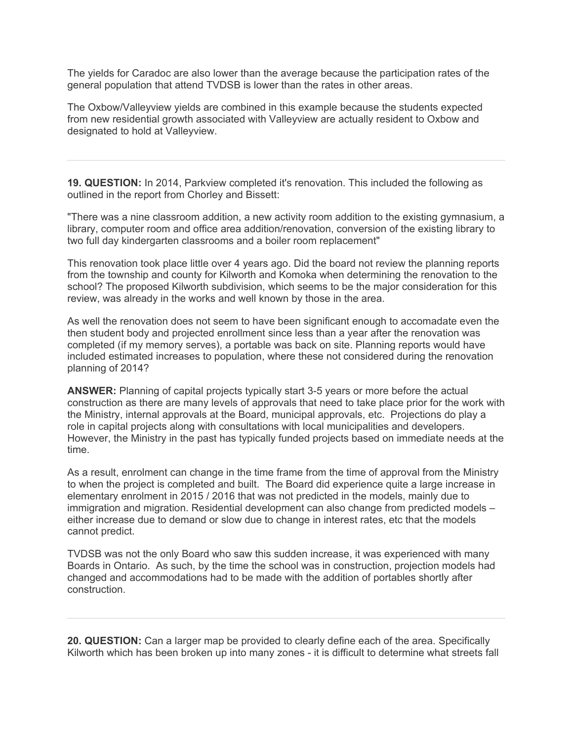The yields for Caradoc are also lower than the average because the participation rates of the general population that attend TVDSB is lower than the rates in other areas.

The Oxbow/Valleyview yields are combined in this example because the students expected from new residential growth associated with Valleyview are actually resident to Oxbow and designated to hold at Valleyview.

---

**19. QUESTION:** In 2014, Parkview completed it's renovation. This included the following as outlined in the report from Chorley and Bissett:

"There was a nine classroom addition, a new activity room addition to the existing gymnasium, a library, computer room and office area addition/renovation, conversion of the existing library to two full day kindergarten classrooms and a boiler room replacement"

This renovation took place little over 4 years ago. Did the board not review the planning reports from the township and county for Kilworth and Komoka when determining the renovation to the school? The proposed Kilworth subdivision, which seems to be the major consideration for this review, was already in the works and well known by those in the area.

As well the renovation does not seem to have been significant enough to accomadate even the then student body and projected enrollment since less than a year after the renovation was completed (if my memory serves), a portable was back on site. Planning reports would have included estimated increases to population, where these not considered during the renovation planning of 2014?

**ANSWER:** Planning of capital projects typically start 3-5 years or more before the actual construction as there are many levels of approvals that need to take place prior for the work with the Ministry, internal approvals at the Board, municipal approvals, etc. Projections do play a role in capital projects along with consultations with local municipalities and developers. However, the Ministry in the past has typically funded projects based on immediate needs at the time.

As a result, enrolment can change in the time frame from the time of approval from the Ministry to when the project is completed and built. The Board did experience quite a large increase in elementary enrolment in 2015 / 2016 that was not predicted in the models, mainly due to immigration and migration. Residential development can also change from predicted models – either increase due to demand or slow due to change in interest rates, etc that the models cannot predict.

TVDSB was not the only Board who saw this sudden increase, it was experienced with many Boards in Ontario. As such, by the time the school was in construction, projection models had changed and accommodations had to be made with the addition of portables shortly after construction.

---

**20. QUESTION:** Can a larger map be provided to clearly define each of the area. Specifically Kilworth which has been broken up into many zones - it is difficult to determine what streets fall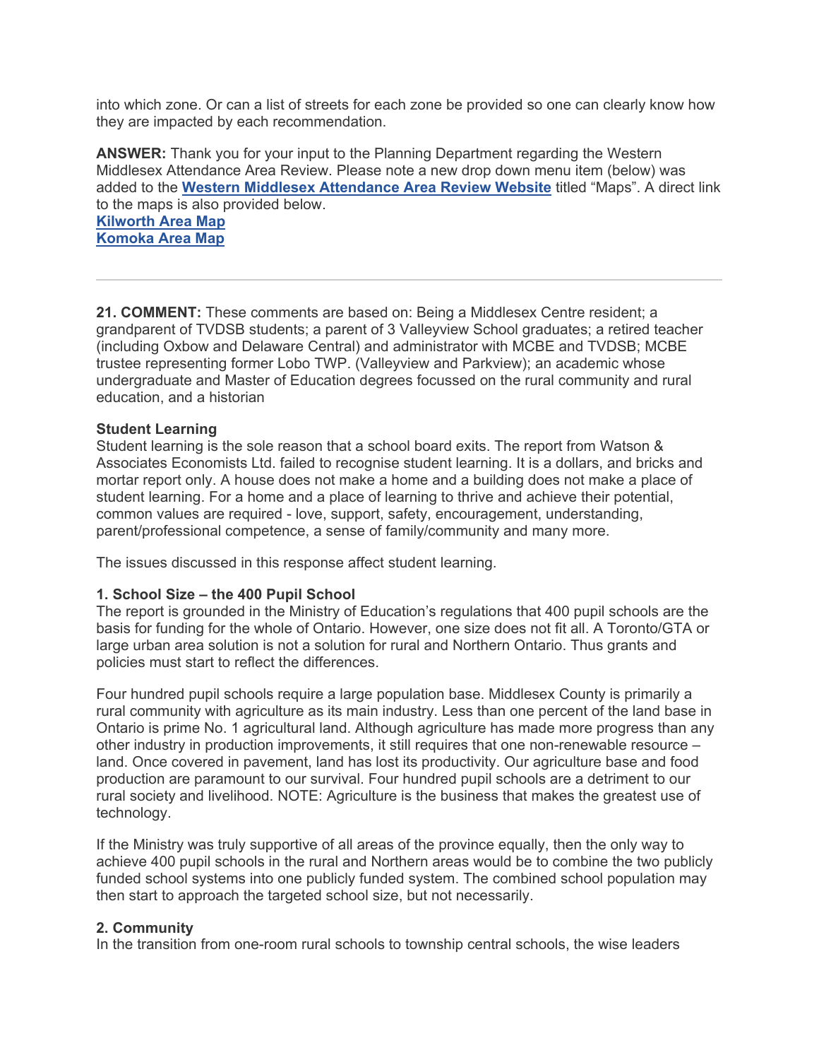into which zone. Or can a list of streets for each zone be provided so one can clearly know how they are impacted by each recommendation.

**ANSWER:** Thank you for your input to the Planning Department regarding the Western Middlesex Attendance Area Review. Please note a new drop down menu item (below) was added to the **Western Middlesex Attendance Area Review Website** titled "Maps". A direct link to the maps is also provided below.
**Kilworth Area Map**
**Komoka Area Map**

---

**21. COMMENT:** These comments are based on: Being a Middlesex Centre resident; a grandparent of TVDSB students; a parent of 3 Valleyview School graduates; a retired teacher (including Oxbow and Delaware Central) and administrator with MCBE and TVDSB; MCBE trustee representing former Lobo TWP. (Valleyview and Parkview); an academic whose undergraduate and Master of Education degrees focussed on the rural community and rural education, and a historian

**Student Learning**
Student learning is the sole reason that a school board exits. The report from Watson & Associates Economists Ltd. failed to recognise student learning. It is a dollars, and bricks and mortar report only. A house does not make a home and a building does not make a place of student learning. For a home and a place of learning to thrive and achieve their potential, common values are required - love, support, safety, encouragement, understanding, parent/professional competence, a sense of family/community and many more.

The issues discussed in this response affect student learning.

**1. School Size – the 400 Pupil School**
The report is grounded in the Ministry of Education's regulations that 400 pupil schools are the basis for funding for the whole of Ontario. However, one size does not fit all. A Toronto/GTA or large urban area solution is not a solution for rural and Northern Ontario. Thus grants and policies must start to reflect the differences.

Four hundred pupil schools require a large population base. Middlesex County is primarily a rural community with agriculture as its main industry. Less than one percent of the land base in Ontario is prime No. 1 agricultural land. Although agriculture has made more progress than any other industry in production improvements, it still requires that one non-renewable resource – land. Once covered in pavement, land has lost its productivity. Our agriculture base and food production are paramount to our survival. Four hundred pupil schools are a detriment to our rural society and livelihood. NOTE: Agriculture is the business that makes the greatest use of technology.

If the Ministry was truly supportive of all areas of the province equally, then the only way to achieve 400 pupil schools in the rural and Northern areas would be to combine the two publicly funded school systems into one publicly funded system. The combined school population may then start to approach the targeted school size, but not necessarily.

**2. Community**
In the transition from one-room rural schools to township central schools, the wise leaders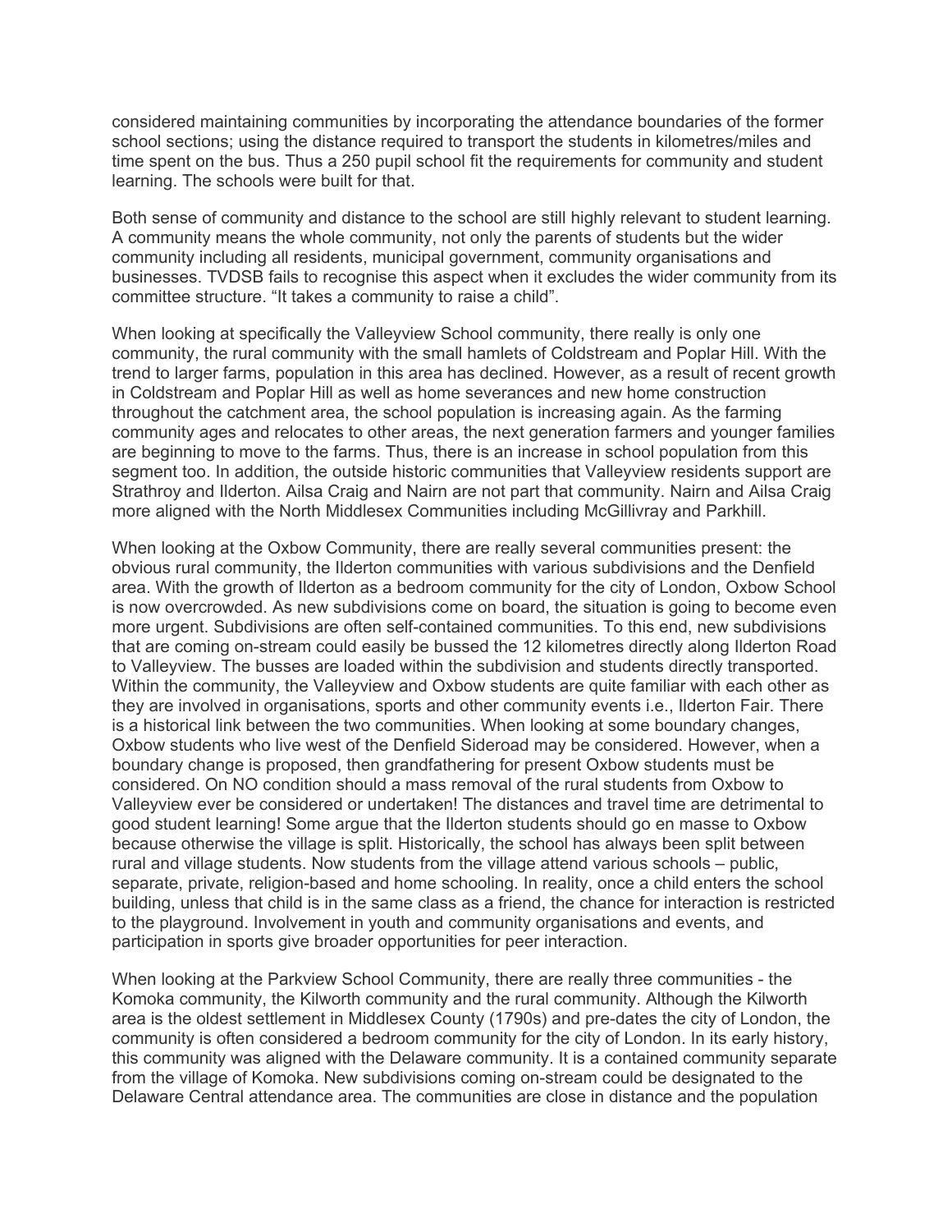considered maintaining communities by incorporating the attendance boundaries of the former school sections; using the distance required to transport the students in kilometres/miles and time spent on the bus. Thus a 250 pupil school fit the requirements for community and student learning. The schools were built for that.

Both sense of community and distance to the school are still highly relevant to student learning. A community means the whole community, not only the parents of students but the wider community including all residents, municipal government, community organisations and businesses. TVDSB fails to recognise this aspect when it excludes the wider community from its committee structure. "It takes a community to raise a child".

When looking at specifically the Valleyview School community, there really is only one community, the rural community with the small hamlets of Coldstream and Poplar Hill. With the trend to larger farms, population in this area has declined. However, as a result of recent growth in Coldstream and Poplar Hill as well as home severances and new home construction throughout the catchment area, the school population is increasing again. As the farming community ages and relocates to other areas, the next generation farmers and younger families are beginning to move to the farms. Thus, there is an increase in school population from this segment too. In addition, the outside historic communities that Valleyview residents support are Strathroy and Ilderton. Ailsa Craig and Nairn are not part that community. Nairn and Ailsa Craig more aligned with the North Middlesex Communities including McGillivray and Parkhill.

When looking at the Oxbow Community, there are really several communities present: the obvious rural community, the Ilderton communities with various subdivisions and the Denfield area. With the growth of Ilderton as a bedroom community for the city of London, Oxbow School is now overcrowded. As new subdivisions come on board, the situation is going to become even more urgent. Subdivisions are often self-contained communities. To this end, new subdivisions that are coming on-stream could easily be bussed the 12 kilometres directly along Ilderton Road to Valleyview. The busses are loaded within the subdivision and students directly transported. Within the community, the Valleyview and Oxbow students are quite familiar with each other as they are involved in organisations, sports and other community events i.e., Ilderton Fair. There is a historical link between the two communities. When looking at some boundary changes, Oxbow students who live west of the Denfield Sideroad may be considered. However, when a boundary change is proposed, then grandfathering for present Oxbow students must be considered. On NO condition should a mass removal of the rural students from Oxbow to Valleyview ever be considered or undertaken! The distances and travel time are detrimental to good student learning! Some argue that the Ilderton students should go en masse to Oxbow because otherwise the village is split. Historically, the school has always been split between rural and village students. Now students from the village attend various schools – public, separate, private, religion-based and home schooling. In reality, once a child enters the school building, unless that child is in the same class as a friend, the chance for interaction is restricted to the playground. Involvement in youth and community organisations and events, and participation in sports give broader opportunities for peer interaction.

When looking at the Parkview School Community, there are really three communities - the Komoka community, the Kilworth community and the rural community. Although the Kilworth area is the oldest settlement in Middlesex County (1790s) and pre-dates the city of London, the community is often considered a bedroom community for the city of London. In its early history, this community was aligned with the Delaware community. It is a contained community separate from the village of Komoka. New subdivisions coming on-stream could be designated to the Delaware Central attendance area. The communities are close in distance and the population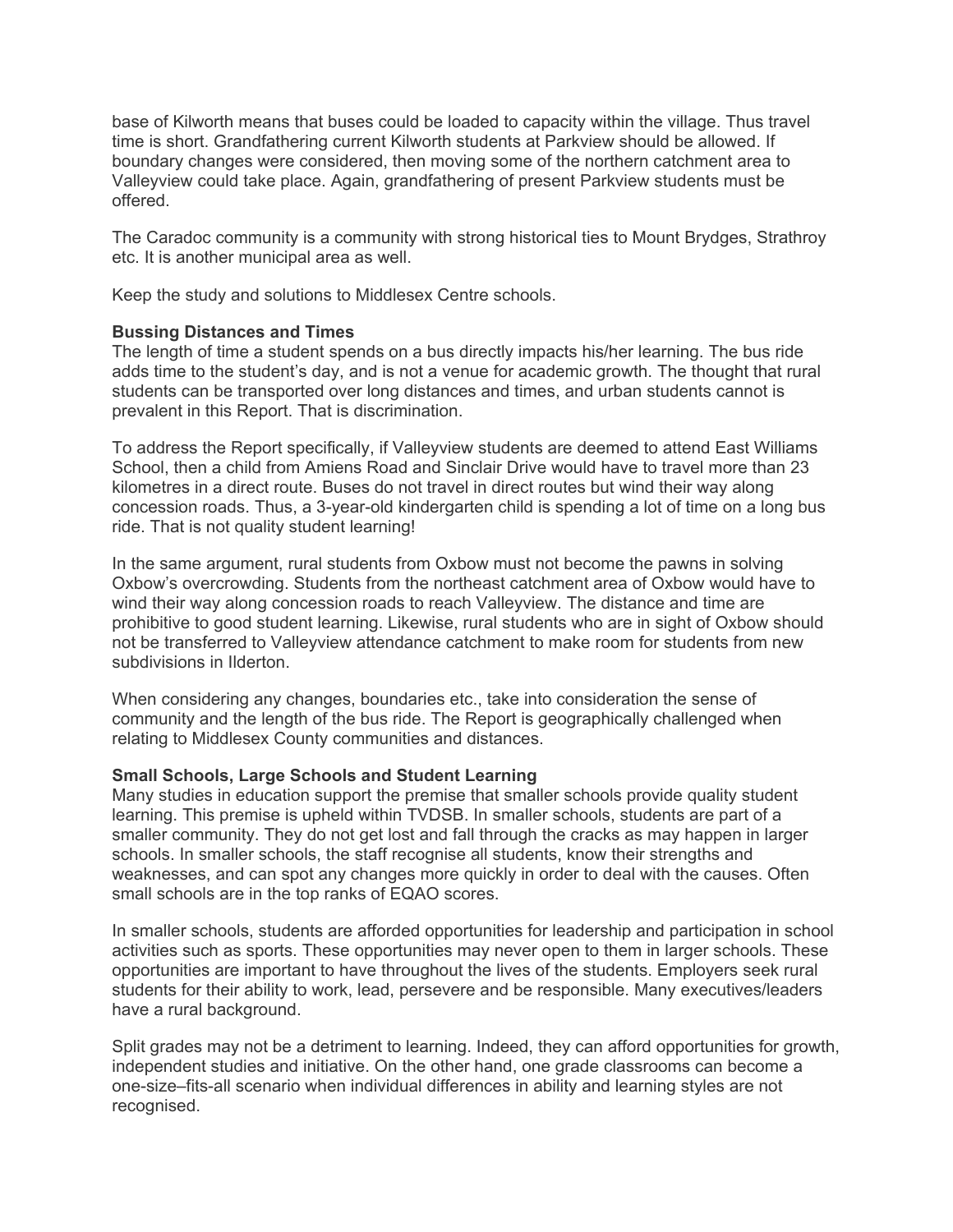base of Kilworth means that buses could be loaded to capacity within the village. Thus travel time is short. Grandfathering current Kilworth students at Parkview should be allowed. If boundary changes were considered, then moving some of the northern catchment area to Valleyview could take place. Again, grandfathering of present Parkview students must be offered.

The Caradoc community is a community with strong historical ties to Mount Brydges, Strathroy etc. It is another municipal area as well.

Keep the study and solutions to Middlesex Centre schools.

**Bussing Distances and Times**

The length of time a student spends on a bus directly impacts his/her learning. The bus ride adds time to the student's day, and is not a venue for academic growth. The thought that rural students can be transported over long distances and times, and urban students cannot is prevalent in this Report. That is discrimination.

To address the Report specifically, if Valleyview students are deemed to attend East Williams School, then a child from Amiens Road and Sinclair Drive would have to travel more than 23 kilometres in a direct route. Buses do not travel in direct routes but wind their way along concession roads. Thus, a 3-year-old kindergarten child is spending a lot of time on a long bus ride. That is not quality student learning!

In the same argument, rural students from Oxbow must not become the pawns in solving Oxbow's overcrowding. Students from the northeast catchment area of Oxbow would have to wind their way along concession roads to reach Valleyview. The distance and time are prohibitive to good student learning. Likewise, rural students who are in sight of Oxbow should not be transferred to Valleyview attendance catchment to make room for students from new subdivisions in Ilderton.

When considering any changes, boundaries etc., take into consideration the sense of community and the length of the bus ride. The Report is geographically challenged when relating to Middlesex County communities and distances.

**Small Schools, Large Schools and Student Learning**

Many studies in education support the premise that smaller schools provide quality student learning. This premise is upheld within TVDSB. In smaller schools, students are part of a smaller community. They do not get lost and fall through the cracks as may happen in larger schools. In smaller schools, the staff recognise all students, know their strengths and weaknesses, and can spot any changes more quickly in order to deal with the causes. Often small schools are in the top ranks of EQAO scores.

In smaller schools, students are afforded opportunities for leadership and participation in school activities such as sports. These opportunities may never open to them in larger schools. These opportunities are important to have throughout the lives of the students. Employers seek rural students for their ability to work, lead, persevere and be responsible. Many executives/leaders have a rural background.

Split grades may not be a detriment to learning. Indeed, they can afford opportunities for growth, independent studies and initiative. On the other hand, one grade classrooms can become a one-size–fits-all scenario when individual differences in ability and learning styles are not recognised.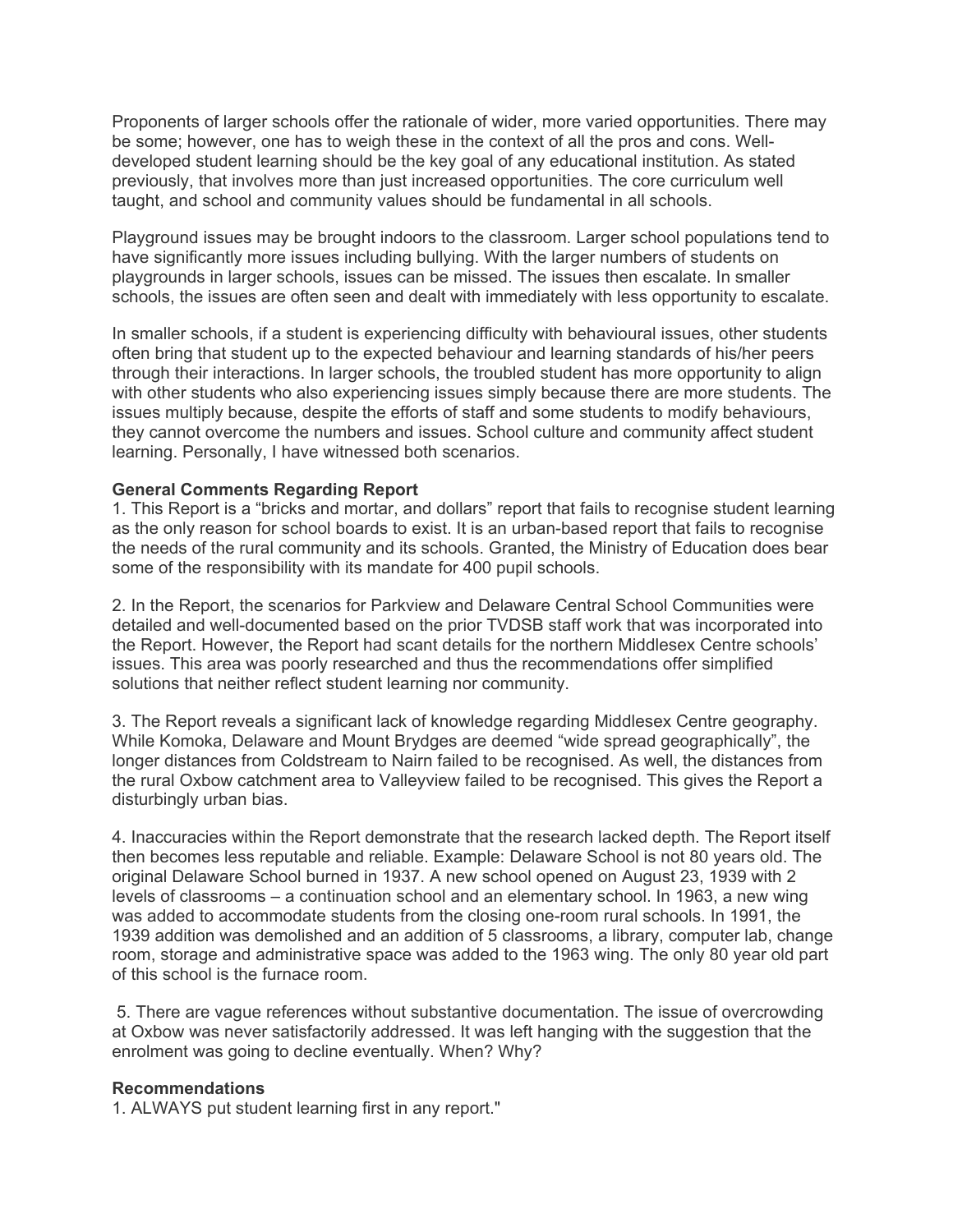Proponents of larger schools offer the rationale of wider, more varied opportunities. There may be some; however, one has to weigh these in the context of all the pros and cons. Well-developed student learning should be the key goal of any educational institution. As stated previously, that involves more than just increased opportunities. The core curriculum well taught, and school and community values should be fundamental in all schools.

Playground issues may be brought indoors to the classroom. Larger school populations tend to have significantly more issues including bullying. With the larger numbers of students on playgrounds in larger schools, issues can be missed. The issues then escalate. In smaller schools, the issues are often seen and dealt with immediately with less opportunity to escalate.

In smaller schools, if a student is experiencing difficulty with behavioural issues, other students often bring that student up to the expected behaviour and learning standards of his/her peers through their interactions. In larger schools, the troubled student has more opportunity to align with other students who also experiencing issues simply because there are more students. The issues multiply because, despite the efforts of staff and some students to modify behaviours, they cannot overcome the numbers and issues. School culture and community affect student learning. Personally, I have witnessed both scenarios.

**General Comments Regarding Report**

1. This Report is a "bricks and mortar, and dollars" report that fails to recognise student learning as the only reason for school boards to exist. It is an urban-based report that fails to recognise the needs of the rural community and its schools. Granted, the Ministry of Education does bear some of the responsibility with its mandate for 400 pupil schools.

2. In the Report, the scenarios for Parkview and Delaware Central School Communities were detailed and well-documented based on the prior TVDSB staff work that was incorporated into the Report. However, the Report had scant details for the northern Middlesex Centre schools' issues. This area was poorly researched and thus the recommendations offer simplified solutions that neither reflect student learning nor community.

3. The Report reveals a significant lack of knowledge regarding Middlesex Centre geography. While Komoka, Delaware and Mount Brydges are deemed "wide spread geographically", the longer distances from Coldstream to Nairn failed to be recognised. As well, the distances from the rural Oxbow catchment area to Valleyview failed to be recognised. This gives the Report a disturbingly urban bias.

4. Inaccuracies within the Report demonstrate that the research lacked depth. The Report itself then becomes less reputable and reliable. Example: Delaware School is not 80 years old. The original Delaware School burned in 1937. A new school opened on August 23, 1939 with 2 levels of classrooms – a continuation school and an elementary school. In 1963, a new wing was added to accommodate students from the closing one-room rural schools. In 1991, the 1939 addition was demolished and an addition of 5 classrooms, a library, computer lab, change room, storage and administrative space was added to the 1963 wing. The only 80 year old part of this school is the furnace room.

5. There are vague references without substantive documentation. The issue of overcrowding at Oxbow was never satisfactorily addressed. It was left hanging with the suggestion that the enrolment was going to decline eventually. When? Why?

**Recommendations**

1. ALWAYS put student learning first in any report."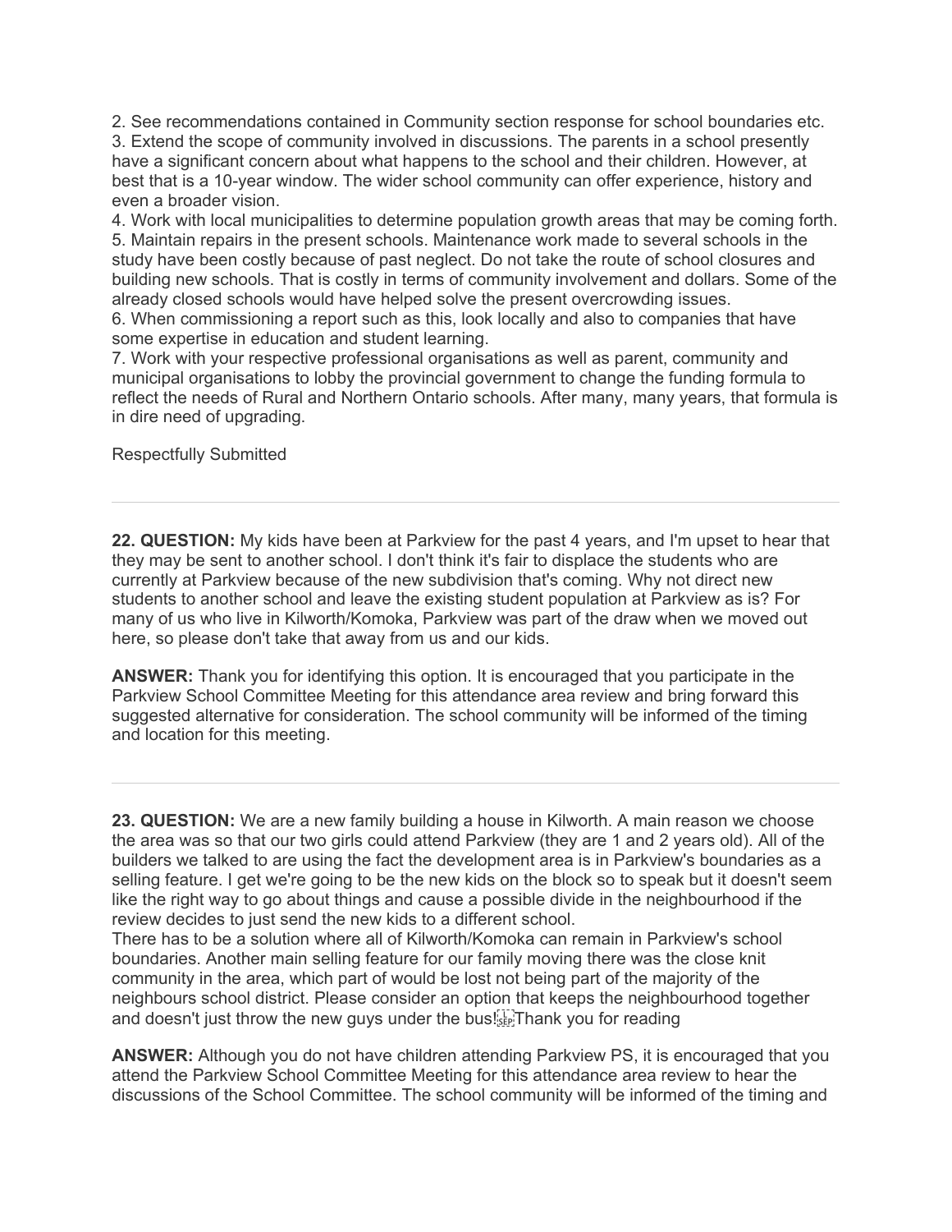2. See recommendations contained in Community section response for school boundaries etc.
3. Extend the scope of community involved in discussions. The parents in a school presently have a significant concern about what happens to the school and their children. However, at best that is a 10-year window. The wider school community can offer experience, history and even a broader vision.
4. Work with local municipalities to determine population growth areas that may be coming forth.
5. Maintain repairs in the present schools. Maintenance work made to several schools in the study have been costly because of past neglect. Do not take the route of school closures and building new schools. That is costly in terms of community involvement and dollars. Some of the already closed schools would have helped solve the present overcrowding issues.
6. When commissioning a report such as this, look locally and also to companies that have some expertise in education and student learning.
7. Work with your respective professional organisations as well as parent, community and municipal organisations to lobby the provincial government to change the funding formula to reflect the needs of Rural and Northern Ontario schools. After many, many years, that formula is in dire need of upgrading.

Respectfully Submitted

---

**22. QUESTION:** My kids have been at Parkview for the past 4 years, and I'm upset to hear that they may be sent to another school. I don't think it's fair to displace the students who are currently at Parkview because of the new subdivision that's coming. Why not direct new students to another school and leave the existing student population at Parkview as is? For many of us who live in Kilworth/Komoka, Parkview was part of the draw when we moved out here, so please don't take that away from us and our kids.

**ANSWER:** Thank you for identifying this option. It is encouraged that you participate in the Parkview School Committee Meeting for this attendance area review and bring forward this suggested alternative for consideration. The school community will be informed of the timing and location for this meeting.

---

**23. QUESTION:** We are a new family building a house in Kilworth. A main reason we choose the area was so that our two girls could attend Parkview (they are 1 and 2 years old). All of the builders we talked to are using the fact the development area is in Parkview's boundaries as a selling feature. I get we're going to be the new kids on the block so to speak but it doesn't seem like the right way to go about things and cause a possible divide in the neighbourhood if the review decides to just send the new kids to a different school.
There has to be a solution where all of Kilworth/Komoka can remain in Parkview's school boundaries. Another main selling feature for our family moving there was the close knit community in the area, which part of would be lost not being part of the majority of the neighbours school district. Please consider an option that keeps the neighbourhood together and doesn't just throw the new guys under the bus! Thank you for reading

**ANSWER:** Although you do not have children attending Parkview PS, it is encouraged that you attend the Parkview School Committee Meeting for this attendance area review to hear the discussions of the School Committee. The school community will be informed of the timing and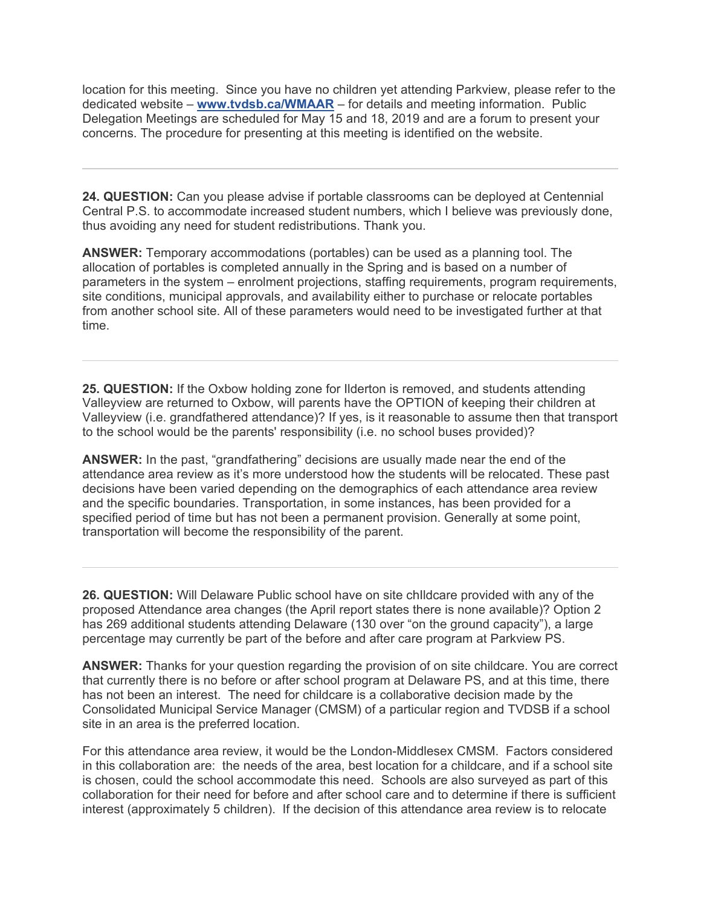location for this meeting. Since you have no children yet attending Parkview, please refer to the dedicated website – **[www.tvdsb.ca/WMAAR](http://www.tvdsb.ca/WMAAR)** – for details and meeting information. Public Delegation Meetings are scheduled for May 15 and 18, 2019 and are a forum to present your concerns. The procedure for presenting at this meeting is identified on the website.

---

**24. QUESTION:** Can you please advise if portable classrooms can be deployed at Centennial Central P.S. to accommodate increased student numbers, which I believe was previously done, thus avoiding any need for student redistributions. Thank you.

**ANSWER:** Temporary accommodations (portables) can be used as a planning tool. The allocation of portables is completed annually in the Spring and is based on a number of parameters in the system – enrolment projections, staffing requirements, program requirements, site conditions, municipal approvals, and availability either to purchase or relocate portables from another school site. All of these parameters would need to be investigated further at that time.

---

**25. QUESTION:** If the Oxbow holding zone for Ilderton is removed, and students attending Valleyview are returned to Oxbow, will parents have the OPTION of keeping their children at Valleyview (i.e. grandfathered attendance)? If yes, is it reasonable to assume then that transport to the school would be the parents' responsibility (i.e. no school buses provided)?

**ANSWER:** In the past, "grandfathering" decisions are usually made near the end of the attendance area review as it's more understood how the students will be relocated. These past decisions have been varied depending on the demographics of each attendance area review and the specific boundaries. Transportation, in some instances, has been provided for a specified period of time but has not been a permanent provision. Generally at some point, transportation will become the responsibility of the parent.

---

**26. QUESTION:** Will Delaware Public school have on site chIldcare provided with any of the proposed Attendance area changes (the April report states there is none available)? Option 2 has 269 additional students attending Delaware (130 over "on the ground capacity"), a large percentage may currently be part of the before and after care program at Parkview PS.

**ANSWER:** Thanks for your question regarding the provision of on site childcare. You are correct that currently there is no before or after school program at Delaware PS, and at this time, there has not been an interest. The need for childcare is a collaborative decision made by the Consolidated Municipal Service Manager (CMSM) of a particular region and TVDSB if a school site in an area is the preferred location.

For this attendance area review, it would be the London-Middlesex CMSM. Factors considered in this collaboration are: the needs of the area, best location for a childcare, and if a school site is chosen, could the school accommodate this need. Schools are also surveyed as part of this collaboration for their need for before and after school care and to determine if there is sufficient interest (approximately 5 children). If the decision of this attendance area review is to relocate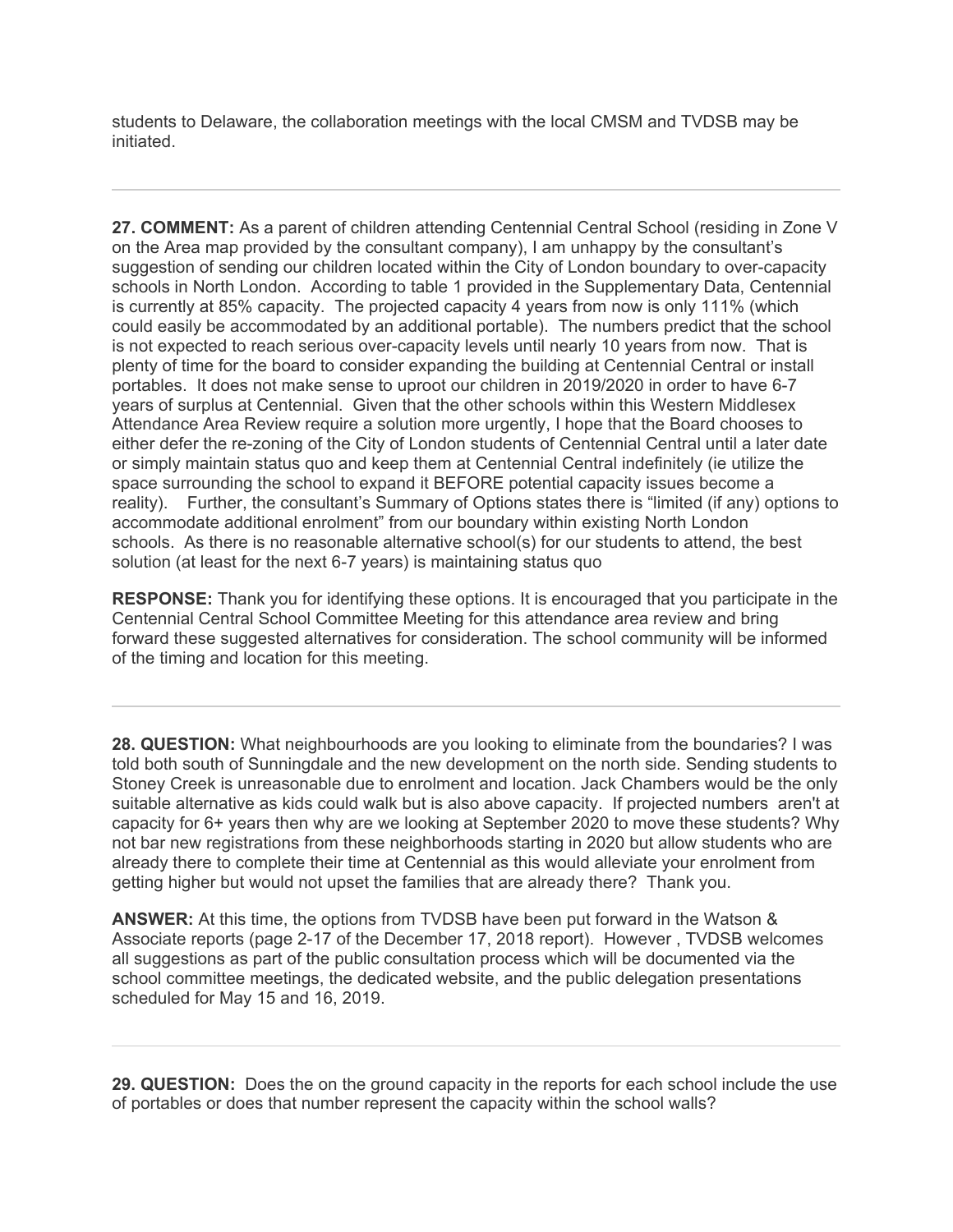students to Delaware, the collaboration meetings with the local CMSM and TVDSB may be initiated.

---

**27. COMMENT:** As a parent of children attending Centennial Central School (residing in Zone V on the Area map provided by the consultant company), I am unhappy by the consultant's suggestion of sending our children located within the City of London boundary to over-capacity schools in North London. According to table 1 provided in the Supplementary Data, Centennial is currently at 85% capacity. The projected capacity 4 years from now is only 111% (which could easily be accommodated by an additional portable). The numbers predict that the school is not expected to reach serious over-capacity levels until nearly 10 years from now. That is plenty of time for the board to consider expanding the building at Centennial Central or install portables. It does not make sense to uproot our children in 2019/2020 in order to have 6-7 years of surplus at Centennial. Given that the other schools within this Western Middlesex Attendance Area Review require a solution more urgently, I hope that the Board chooses to either defer the re-zoning of the City of London students of Centennial Central until a later date or simply maintain status quo and keep them at Centennial Central indefinitely (ie utilize the space surrounding the school to expand it BEFORE potential capacity issues become a reality). Further, the consultant's Summary of Options states there is "limited (if any) options to accommodate additional enrolment" from our boundary within existing North London schools. As there is no reasonable alternative school(s) for our students to attend, the best solution (at least for the next 6-7 years) is maintaining status quo

**RESPONSE:** Thank you for identifying these options. It is encouraged that you participate in the Centennial Central School Committee Meeting for this attendance area review and bring forward these suggested alternatives for consideration. The school community will be informed of the timing and location for this meeting.

---

**28. QUESTION:** What neighbourhoods are you looking to eliminate from the boundaries? I was told both south of Sunningdale and the new development on the north side. Sending students to Stoney Creek is unreasonable due to enrolment and location. Jack Chambers would be the only suitable alternative as kids could walk but is also above capacity. If projected numbers aren't at capacity for 6+ years then why are we looking at September 2020 to move these students? Why not bar new registrations from these neighborhoods starting in 2020 but allow students who are already there to complete their time at Centennial as this would alleviate your enrolment from getting higher but would not upset the families that are already there? Thank you.

**ANSWER:** At this time, the options from TVDSB have been put forward in the Watson & Associate reports (page 2-17 of the December 17, 2018 report). However , TVDSB welcomes all suggestions as part of the public consultation process which will be documented via the school committee meetings, the dedicated website, and the public delegation presentations scheduled for May 15 and 16, 2019.

---

**29. QUESTION:** Does the on the ground capacity in the reports for each school include the use of portables or does that number represent the capacity within the school walls?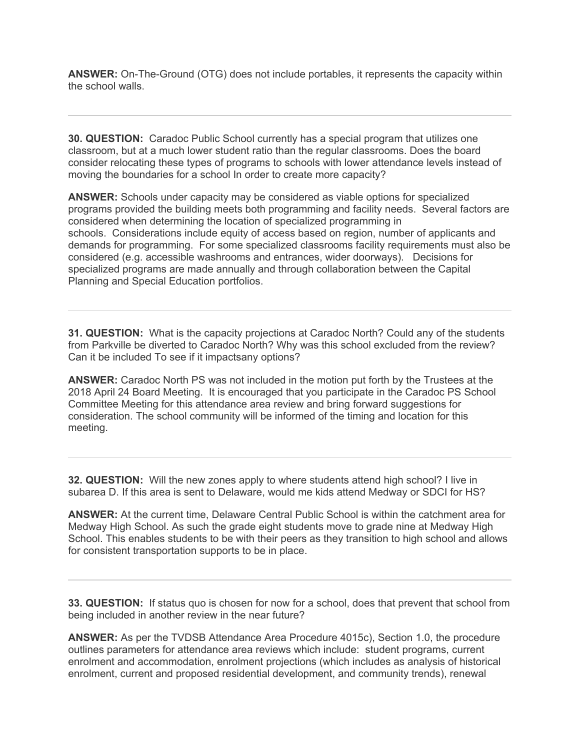**ANSWER:** On-The-Ground (OTG) does not include portables, it represents the capacity within the school walls.

---

**30. QUESTION:** Caradoc Public School currently has a special program that utilizes one classroom, but at a much lower student ratio than the regular classrooms. Does the board consider relocating these types of programs to schools with lower attendance levels instead of moving the boundaries for a school In order to create more capacity?

**ANSWER:** Schools under capacity may be considered as viable options for specialized programs provided the building meets both programming and facility needs. Several factors are considered when determining the location of specialized programming in schools. Considerations include equity of access based on region, number of applicants and demands for programming. For some specialized classrooms facility requirements must also be considered (e.g. accessible washrooms and entrances, wider doorways). Decisions for specialized programs are made annually and through collaboration between the Capital Planning and Special Education portfolios.

---

**31. QUESTION:** What is the capacity projections at Caradoc North? Could any of the students from Parkville be diverted to Caradoc North? Why was this school excluded from the review? Can it be included To see if it impactsany options?

**ANSWER:** Caradoc North PS was not included in the motion put forth by the Trustees at the 2018 April 24 Board Meeting. It is encouraged that you participate in the Caradoc PS School Committee Meeting for this attendance area review and bring forward suggestions for consideration. The school community will be informed of the timing and location for this meeting.

---

**32. QUESTION:** Will the new zones apply to where students attend high school? I live in subarea D. If this area is sent to Delaware, would me kids attend Medway or SDCI for HS?

**ANSWER:** At the current time, Delaware Central Public School is within the catchment area for Medway High School. As such the grade eight students move to grade nine at Medway High School. This enables students to be with their peers as they transition to high school and allows for consistent transportation supports to be in place.

---

**33. QUESTION:** If status quo is chosen for now for a school, does that prevent that school from being included in another review in the near future?

**ANSWER:** As per the TVDSB Attendance Area Procedure 4015c), Section 1.0, the procedure outlines parameters for attendance area reviews which include: student programs, current enrolment and accommodation, enrolment projections (which includes as analysis of historical enrolment, current and proposed residential development, and community trends), renewal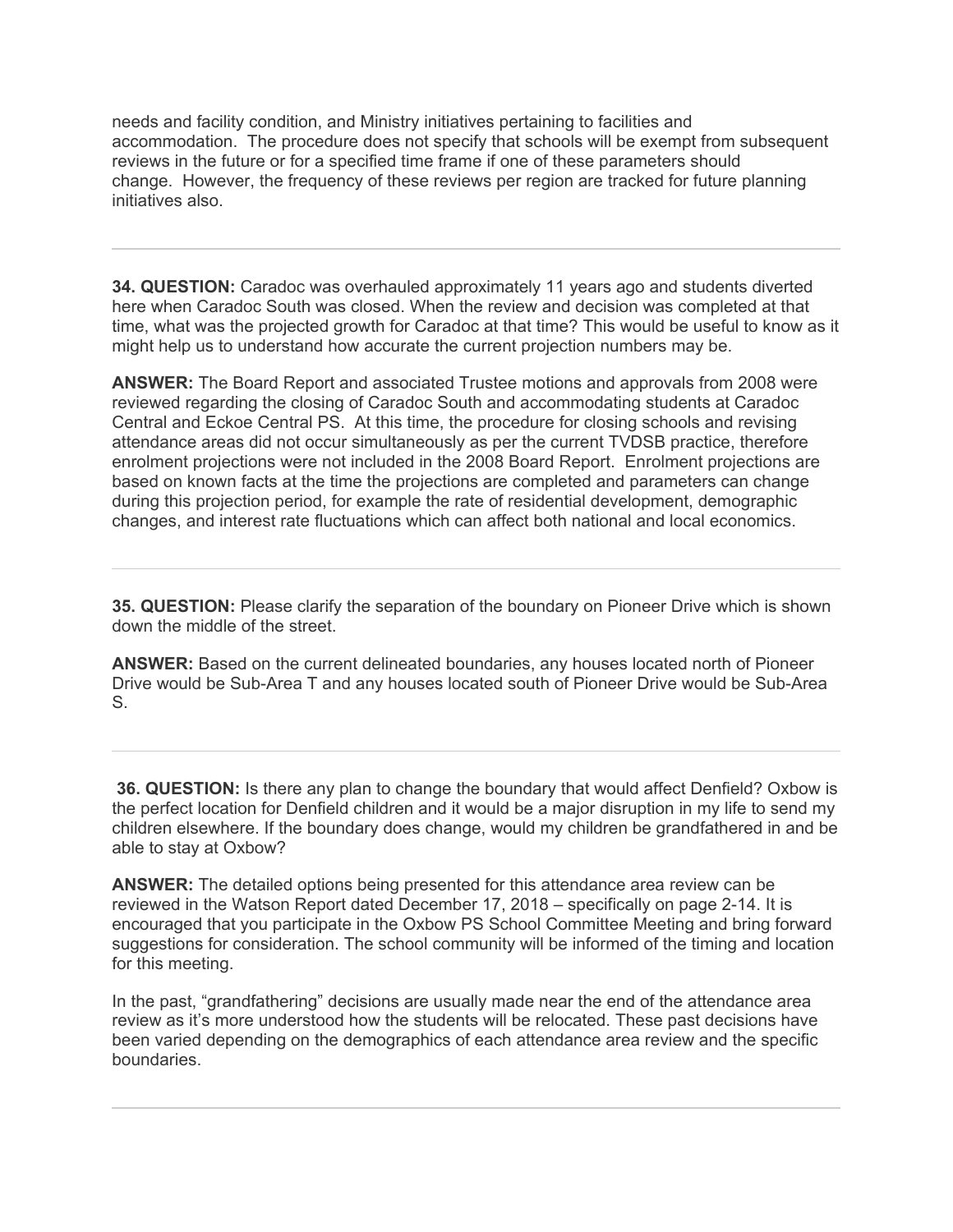needs and facility condition, and Ministry initiatives pertaining to facilities and accommodation. The procedure does not specify that schools will be exempt from subsequent reviews in the future or for a specified time frame if one of these parameters should change. However, the frequency of these reviews per region are tracked for future planning initiatives also.

---

**34. QUESTION:** Caradoc was overhauled approximately 11 years ago and students diverted here when Caradoc South was closed. When the review and decision was completed at that time, what was the projected growth for Caradoc at that time? This would be useful to know as it might help us to understand how accurate the current projection numbers may be.

**ANSWER:** The Board Report and associated Trustee motions and approvals from 2008 were reviewed regarding the closing of Caradoc South and accommodating students at Caradoc Central and Eckoe Central PS. At this time, the procedure for closing schools and revising attendance areas did not occur simultaneously as per the current TVDSB practice, therefore enrolment projections were not included in the 2008 Board Report. Enrolment projections are based on known facts at the time the projections are completed and parameters can change during this projection period, for example the rate of residential development, demographic changes, and interest rate fluctuations which can affect both national and local economics.

---

**35. QUESTION:** Please clarify the separation of the boundary on Pioneer Drive which is shown down the middle of the street.

**ANSWER:** Based on the current delineated boundaries, any houses located north of Pioneer Drive would be Sub-Area T and any houses located south of Pioneer Drive would be Sub-Area S.

---

**36. QUESTION:** Is there any plan to change the boundary that would affect Denfield? Oxbow is the perfect location for Denfield children and it would be a major disruption in my life to send my children elsewhere. If the boundary does change, would my children be grandfathered in and be able to stay at Oxbow?

**ANSWER:** The detailed options being presented for this attendance area review can be reviewed in the Watson Report dated December 17, 2018 – specifically on page 2-14. It is encouraged that you participate in the Oxbow PS School Committee Meeting and bring forward suggestions for consideration. The school community will be informed of the timing and location for this meeting.

In the past, "grandfathering" decisions are usually made near the end of the attendance area review as it's more understood how the students will be relocated. These past decisions have been varied depending on the demographics of each attendance area review and the specific boundaries.

---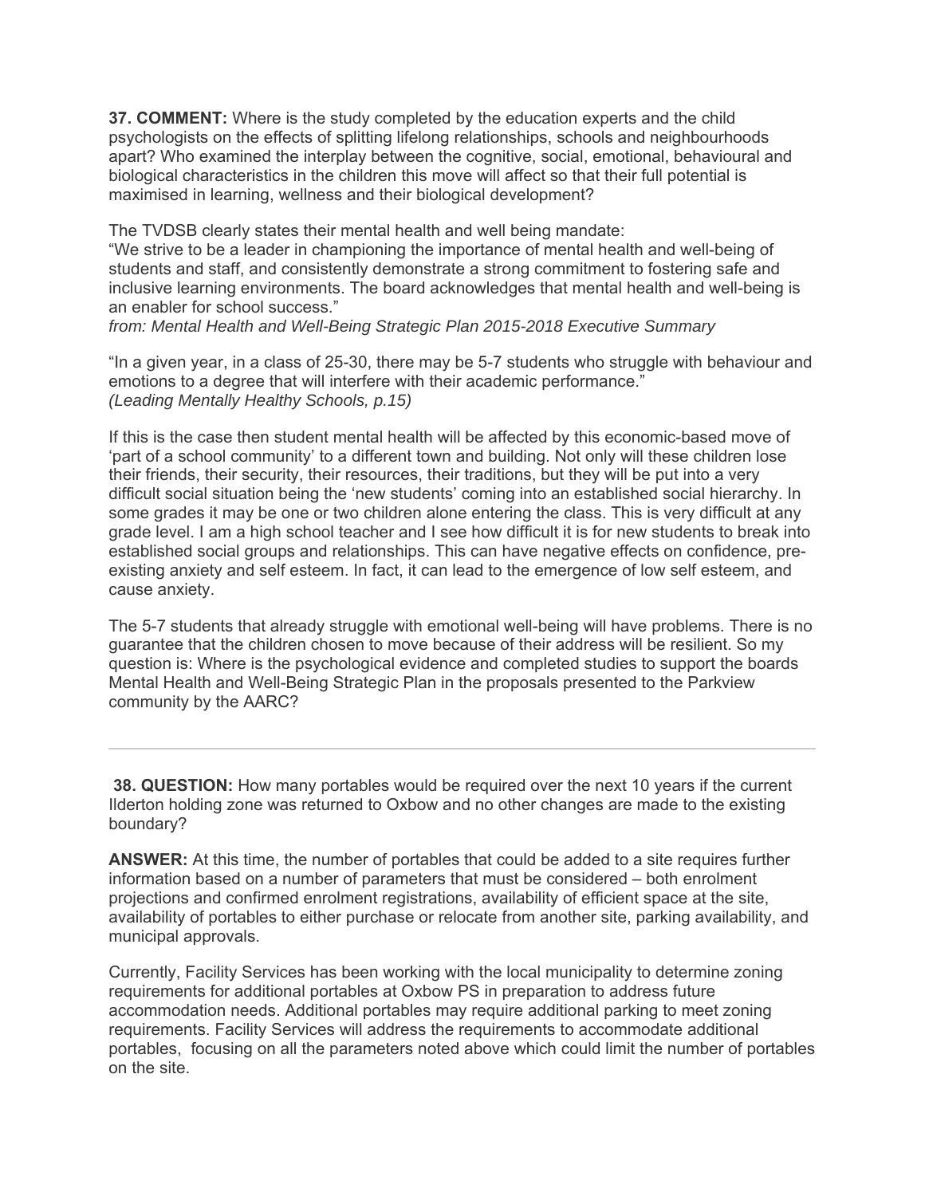**37. COMMENT:** Where is the study completed by the education experts and the child psychologists on the effects of splitting lifelong relationships, schools and neighbourhoods apart? Who examined the interplay between the cognitive, social, emotional, behavioural and biological characteristics in the children this move will affect so that their full potential is maximised in learning, wellness and their biological development?

The TVDSB clearly states their mental health and well being mandate:
"We strive to be a leader in championing the importance of mental health and well-being of students and staff, and consistently demonstrate a strong commitment to fostering safe and inclusive learning environments. The board acknowledges that mental health and well-being is an enabler for school success."
*from: Mental Health and Well-Being Strategic Plan 2015-2018 Executive Summary*

"In a given year, in a class of 25-30, there may be 5-7 students who struggle with behaviour and emotions to a degree that will interfere with their academic performance."
*(Leading Mentally Healthy Schools, p.15)*

If this is the case then student mental health will be affected by this economic-based move of 'part of a school community' to a different town and building. Not only will these children lose their friends, their security, their resources, their traditions, but they will be put into a very difficult social situation being the 'new students' coming into an established social hierarchy. In some grades it may be one or two children alone entering the class. This is very difficult at any grade level. I am a high school teacher and I see how difficult it is for new students to break into established social groups and relationships. This can have negative effects on confidence, pre-existing anxiety and self esteem. In fact, it can lead to the emergence of low self esteem, and cause anxiety.

The 5-7 students that already struggle with emotional well-being will have problems. There is no guarantee that the children chosen to move because of their address will be resilient. So my question is: Where is the psychological evidence and completed studies to support the boards Mental Health and Well-Being Strategic Plan in the proposals presented to the Parkview community by the AARC?

---

**38. QUESTION:** How many portables would be required over the next 10 years if the current Ilderton holding zone was returned to Oxbow and no other changes are made to the existing boundary?

**ANSWER:** At this time, the number of portables that could be added to a site requires further information based on a number of parameters that must be considered – both enrolment projections and confirmed enrolment registrations, availability of efficient space at the site, availability of portables to either purchase or relocate from another site, parking availability, and municipal approvals.

Currently, Facility Services has been working with the local municipality to determine zoning requirements for additional portables at Oxbow PS in preparation to address future accommodation needs. Additional portables may require additional parking to meet zoning requirements. Facility Services will address the requirements to accommodate additional portables, focusing on all the parameters noted above which could limit the number of portables on the site.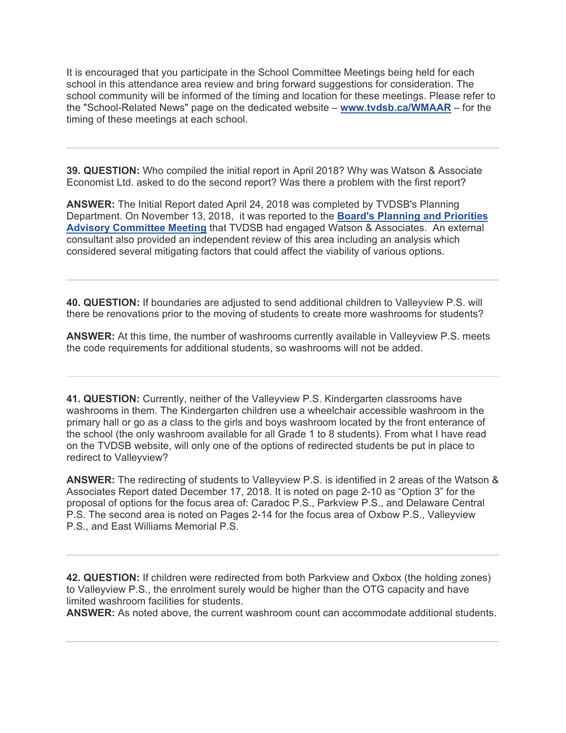It is encouraged that you participate in the School Committee Meetings being held for each school in this attendance area review and bring forward suggestions for consideration. The school community will be informed of the timing and location for these meetings. Please refer to the "School-Related News" page on the dedicated website – **www.tvdsb.ca/WMAAR** – for the timing of these meetings at each school.

---

**39. QUESTION:** Who compiled the initial report in April 2018? Why was Watson & Associate Economist Ltd. asked to do the second report? Was there a problem with the first report?

**ANSWER:** The Initial Report dated April 24, 2018 was completed by TVDSB's Planning Department. On November 13, 2018, it was reported to the **Board's Planning and Priorities Advisory Committee Meeting** that TVDSB had engaged Watson & Associates. An external consultant also provided an independent review of this area including an analysis which considered several mitigating factors that could affect the viability of various options.

---

**40. QUESTION:** If boundaries are adjusted to send additional children to Valleyview P.S. will there be renovations prior to the moving of students to create more washrooms for students?

**ANSWER:** At this time, the number of washrooms currently available in Valleyview P.S. meets the code requirements for additional students, so washrooms will not be added.

---

**41. QUESTION:** Currently, neither of the Valleyview P.S. Kindergarten classrooms have washrooms in them. The Kindergarten children use a wheelchair accessible washroom in the primary hall or go as a class to the girls and boys washroom located by the front enterance of the school (the only washroom available for all Grade 1 to 8 students). From what I have read on the TVDSB website, will only one of the options of redirected students be put in place to redirect to Valleyview?

**ANSWER:** The redirecting of students to Valleyview P.S. is identified in 2 areas of the Watson & Associates Report dated December 17, 2018. It is noted on page 2-10 as "Option 3" for the proposal of options for the focus area of: Caradoc P.S., Parkview P.S., and Delaware Central P.S. The second area is noted on Pages 2-14 for the focus area of Oxbow P.S., Valleyview P.S., and East Williams Memorial P.S.

---

**42. QUESTION:** If children were redirected from both Parkview and Oxbox (the holding zones) to Valleyview P.S., the enrolment surely would be higher than the OTG capacity and have limited washroom facilities for students.
**ANSWER:** As noted above, the current washroom count can accommodate additional students.

---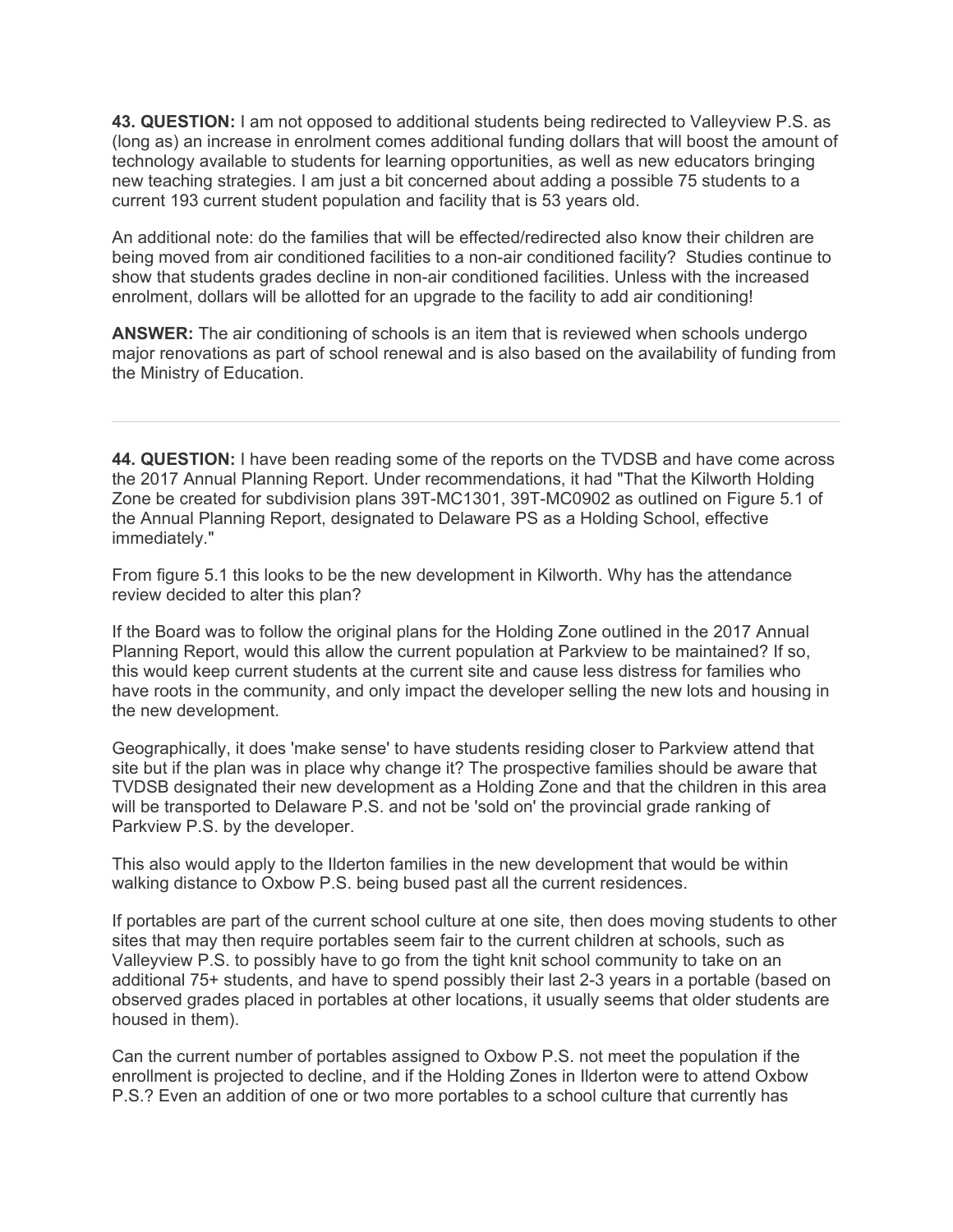**43. QUESTION:** I am not opposed to additional students being redirected to Valleyview P.S. as (long as) an increase in enrolment comes additional funding dollars that will boost the amount of technology available to students for learning opportunities, as well as new educators bringing new teaching strategies. I am just a bit concerned about adding a possible 75 students to a current 193 current student population and facility that is 53 years old.

An additional note: do the families that will be effected/redirected also know their children are being moved from air conditioned facilities to a non-air conditioned facility? Studies continue to show that students grades decline in non-air conditioned facilities. Unless with the increased enrolment, dollars will be allotted for an upgrade to the facility to add air conditioning!

**ANSWER:** The air conditioning of schools is an item that is reviewed when schools undergo major renovations as part of school renewal and is also based on the availability of funding from the Ministry of Education.

---

**44. QUESTION:** I have been reading some of the reports on the TVDSB and have come across the 2017 Annual Planning Report. Under recommendations, it had "That the Kilworth Holding Zone be created for subdivision plans 39T-MC1301, 39T-MC0902 as outlined on Figure 5.1 of the Annual Planning Report, designated to Delaware PS as a Holding School, effective immediately."

From figure 5.1 this looks to be the new development in Kilworth. Why has the attendance review decided to alter this plan?

If the Board was to follow the original plans for the Holding Zone outlined in the 2017 Annual Planning Report, would this allow the current population at Parkview to be maintained? If so, this would keep current students at the current site and cause less distress for families who have roots in the community, and only impact the developer selling the new lots and housing in the new development.

Geographically, it does 'make sense' to have students residing closer to Parkview attend that site but if the plan was in place why change it? The prospective families should be aware that TVDSB designated their new development as a Holding Zone and that the children in this area will be transported to Delaware P.S. and not be 'sold on' the provincial grade ranking of Parkview P.S. by the developer.

This also would apply to the Ilderton families in the new development that would be within walking distance to Oxbow P.S. being bused past all the current residences.

If portables are part of the current school culture at one site, then does moving students to other sites that may then require portables seem fair to the current children at schools, such as Valleyview P.S. to possibly have to go from the tight knit school community to take on an additional 75+ students, and have to spend possibly their last 2-3 years in a portable (based on observed grades placed in portables at other locations, it usually seems that older students are housed in them).

Can the current number of portables assigned to Oxbow P.S. not meet the population if the enrollment is projected to decline, and if the Holding Zones in Ilderton were to attend Oxbow P.S.? Even an addition of one or two more portables to a school culture that currently has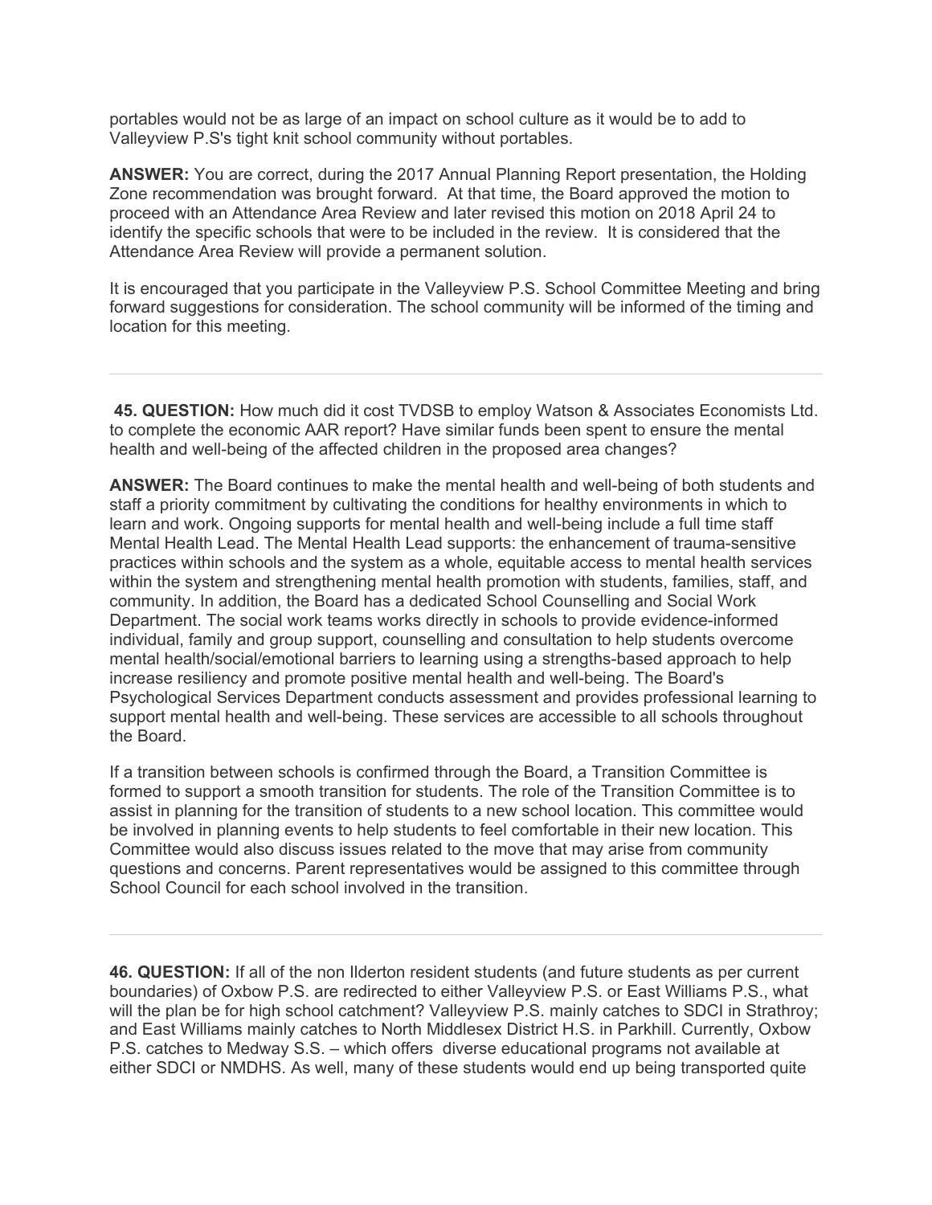portables would not be as large of an impact on school culture as it would be to add to Valleyview P.S's tight knit school community without portables.

**ANSWER:** You are correct, during the 2017 Annual Planning Report presentation, the Holding Zone recommendation was brought forward. At that time, the Board approved the motion to proceed with an Attendance Area Review and later revised this motion on 2018 April 24 to identify the specific schools that were to be included in the review. It is considered that the Attendance Area Review will provide a permanent solution.

It is encouraged that you participate in the Valleyview P.S. School Committee Meeting and bring forward suggestions for consideration. The school community will be informed of the timing and location for this meeting.

---

**45. QUESTION:** How much did it cost TVDSB to employ Watson & Associates Economists Ltd. to complete the economic AAR report? Have similar funds been spent to ensure the mental health and well-being of the affected children in the proposed area changes?

**ANSWER:** The Board continues to make the mental health and well-being of both students and staff a priority commitment by cultivating the conditions for healthy environments in which to learn and work. Ongoing supports for mental health and well-being include a full time staff Mental Health Lead. The Mental Health Lead supports: the enhancement of trauma-sensitive practices within schools and the system as a whole, equitable access to mental health services within the system and strengthening mental health promotion with students, families, staff, and community. In addition, the Board has a dedicated School Counselling and Social Work Department. The social work teams works directly in schools to provide evidence-informed individual, family and group support, counselling and consultation to help students overcome mental health/social/emotional barriers to learning using a strengths-based approach to help increase resiliency and promote positive mental health and well-being. The Board's Psychological Services Department conducts assessment and provides professional learning to support mental health and well-being. These services are accessible to all schools throughout the Board.

If a transition between schools is confirmed through the Board, a Transition Committee is formed to support a smooth transition for students. The role of the Transition Committee is to assist in planning for the transition of students to a new school location. This committee would be involved in planning events to help students to feel comfortable in their new location. This Committee would also discuss issues related to the move that may arise from community questions and concerns. Parent representatives would be assigned to this committee through School Council for each school involved in the transition.

---

**46. QUESTION:** If all of the non Ilderton resident students (and future students as per current boundaries) of Oxbow P.S. are redirected to either Valleyview P.S. or East Williams P.S., what will the plan be for high school catchment? Valleyview P.S. mainly catches to SDCI in Strathroy; and East Williams mainly catches to North Middlesex District H.S. in Parkhill. Currently, Oxbow P.S. catches to Medway S.S. – which offers diverse educational programs not available at either SDCI or NMDHS. As well, many of these students would end up being transported quite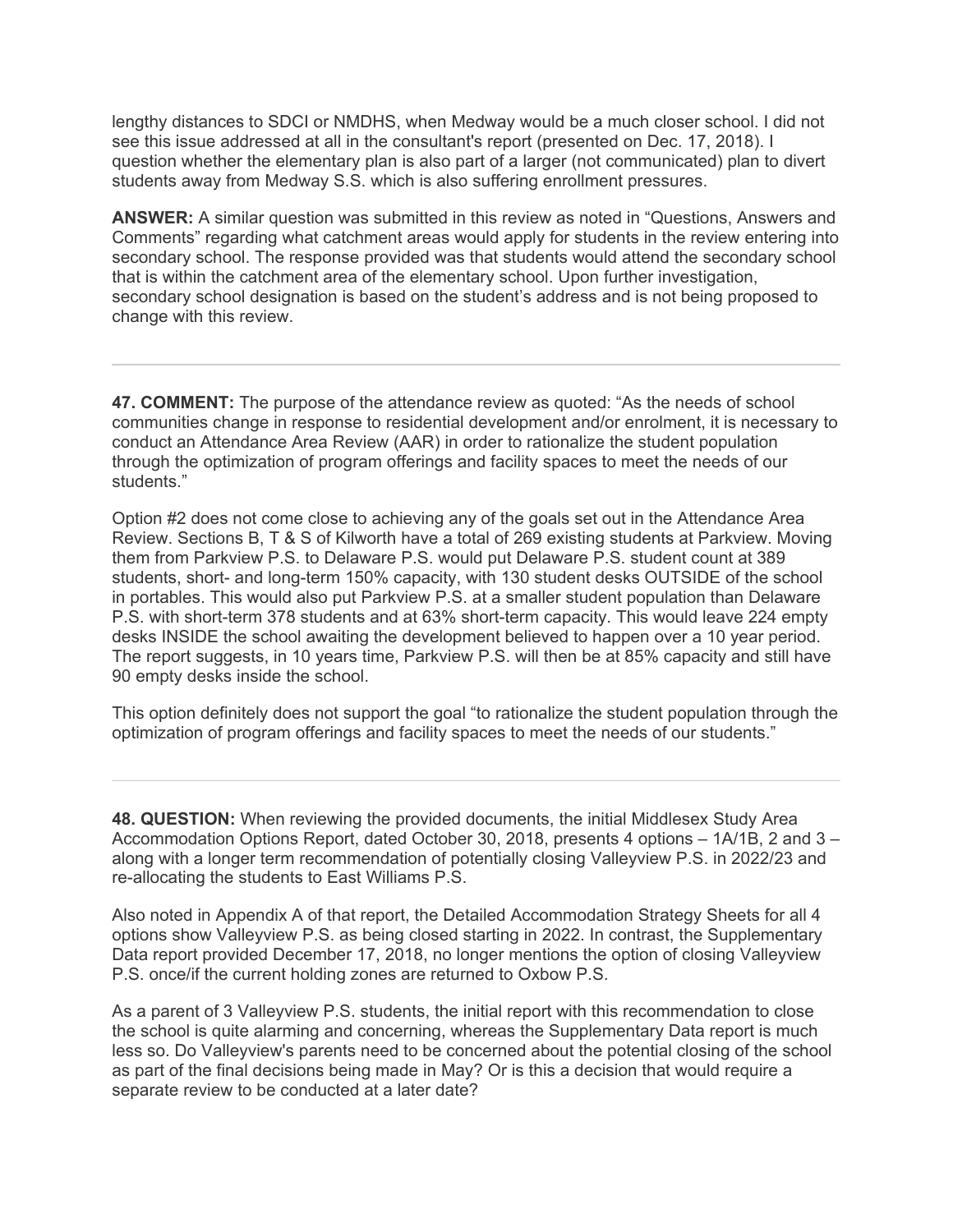lengthy distances to SDCI or NMDHS, when Medway would be a much closer school. I did not see this issue addressed at all in the consultant's report (presented on Dec. 17, 2018). I question whether the elementary plan is also part of a larger (not communicated) plan to divert students away from Medway S.S. which is also suffering enrollment pressures.

**ANSWER:** A similar question was submitted in this review as noted in "Questions, Answers and Comments" regarding what catchment areas would apply for students in the review entering into secondary school. The response provided was that students would attend the secondary school that is within the catchment area of the elementary school. Upon further investigation, secondary school designation is based on the student's address and is not being proposed to change with this review.

---

**47. COMMENT:** The purpose of the attendance review as quoted: "As the needs of school communities change in response to residential development and/or enrolment, it is necessary to conduct an Attendance Area Review (AAR) in order to rationalize the student population through the optimization of program offerings and facility spaces to meet the needs of our students."

Option #2 does not come close to achieving any of the goals set out in the Attendance Area Review. Sections B, T & S of Kilworth have a total of 269 existing students at Parkview. Moving them from Parkview P.S. to Delaware P.S. would put Delaware P.S. student count at 389 students, short- and long-term 150% capacity, with 130 student desks OUTSIDE of the school in portables. This would also put Parkview P.S. at a smaller student population than Delaware P.S. with short-term 378 students and at 63% short-term capacity. This would leave 224 empty desks INSIDE the school awaiting the development believed to happen over a 10 year period. The report suggests, in 10 years time, Parkview P.S. will then be at 85% capacity and still have 90 empty desks inside the school.

This option definitely does not support the goal "to rationalize the student population through the optimization of program offerings and facility spaces to meet the needs of our students."

---

**48. QUESTION:** When reviewing the provided documents, the initial Middlesex Study Area Accommodation Options Report, dated October 30, 2018, presents 4 options – 1A/1B, 2 and 3 – along with a longer term recommendation of potentially closing Valleyview P.S. in 2022/23 and re-allocating the students to East Williams P.S.

Also noted in Appendix A of that report, the Detailed Accommodation Strategy Sheets for all 4 options show Valleyview P.S. as being closed starting in 2022. In contrast, the Supplementary Data report provided December 17, 2018, no longer mentions the option of closing Valleyview P.S. once/if the current holding zones are returned to Oxbow P.S.

As a parent of 3 Valleyview P.S. students, the initial report with this recommendation to close the school is quite alarming and concerning, whereas the Supplementary Data report is much less so. Do Valleyview's parents need to be concerned about the potential closing of the school as part of the final decisions being made in May? Or is this a decision that would require a separate review to be conducted at a later date?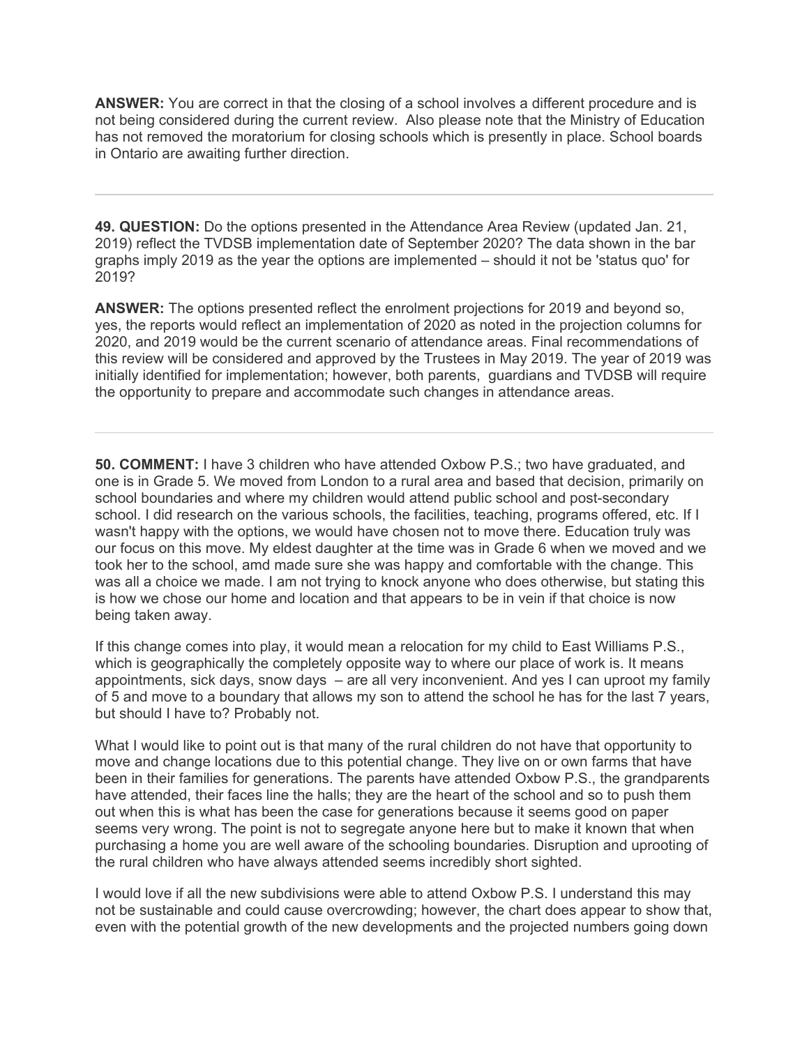**ANSWER:** You are correct in that the closing of a school involves a different procedure and is not being considered during the current review.  Also please note that the Ministry of Education has not removed the moratorium for closing schools which is presently in place. School boards in Ontario are awaiting further direction.

---

**49. QUESTION:** Do the options presented in the Attendance Area Review (updated Jan. 21, 2019) reflect the TVDSB implementation date of September 2020? The data shown in the bar graphs imply 2019 as the year the options are implemented – should it not be 'status quo' for 2019?

**ANSWER:** The options presented reflect the enrolment projections for 2019 and beyond so, yes, the reports would reflect an implementation of 2020 as noted in the projection columns for 2020, and 2019 would be the current scenario of attendance areas. Final recommendations of this review will be considered and approved by the Trustees in May 2019. The year of 2019 was initially identified for implementation; however, both parents,  guardians and TVDSB will require the opportunity to prepare and accommodate such changes in attendance areas.

---

**50. COMMENT:** I have 3 children who have attended Oxbow P.S.; two have graduated, and one is in Grade 5. We moved from London to a rural area and based that decision, primarily on school boundaries and where my children would attend public school and post-secondary school. I did research on the various schools, the facilities, teaching, programs offered, etc. If I wasn't happy with the options, we would have chosen not to move there. Education truly was our focus on this move. My eldest daughter at the time was in Grade 6 when we moved and we took her to the school, amd made sure she was happy and comfortable with the change. This was all a choice we made. I am not trying to knock anyone who does otherwise, but stating this is how we chose our home and location and that appears to be in vein if that choice is now being taken away.

If this change comes into play, it would mean a relocation for my child to East Williams P.S., which is geographically the completely opposite way to where our place of work is. It means appointments, sick days, snow days  – are all very inconvenient. And yes I can uproot my family of 5 and move to a boundary that allows my son to attend the school he has for the last 7 years, but should I have to? Probably not.

What I would like to point out is that many of the rural children do not have that opportunity to move and change locations due to this potential change. They live on or own farms that have been in their families for generations. The parents have attended Oxbow P.S., the grandparents have attended, their faces line the halls; they are the heart of the school and so to push them out when this is what has been the case for generations because it seems good on paper seems very wrong. The point is not to segregate anyone here but to make it known that when purchasing a home you are well aware of the schooling boundaries. Disruption and uprooting of the rural children who have always attended seems incredibly short sighted.

I would love if all the new subdivisions were able to attend Oxbow P.S. I understand this may not be sustainable and could cause overcrowding; however, the chart does appear to show that, even with the potential growth of the new developments and the projected numbers going down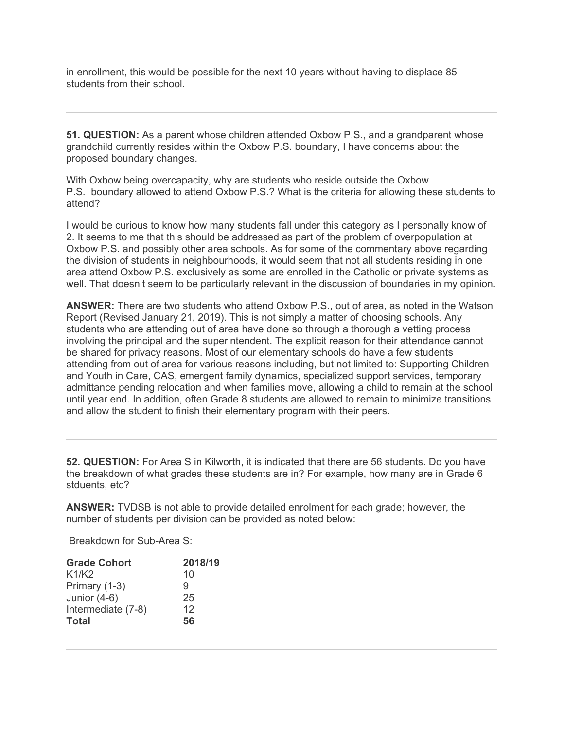in enrollment, this would be possible for the next 10 years without having to displace 85 students from their school.

---

**51. QUESTION:** As a parent whose children attended Oxbow P.S., and a grandparent whose grandchild currently resides within the Oxbow P.S. boundary, I have concerns about the proposed boundary changes.

With Oxbow being overcapacity, why are students who reside outside the Oxbow P.S. boundary allowed to attend Oxbow P.S.? What is the criteria for allowing these students to attend?

I would be curious to know how many students fall under this category as I personally know of 2. It seems to me that this should be addressed as part of the problem of overpopulation at Oxbow P.S. and possibly other area schools. As for some of the commentary above regarding the division of students in neighbourhoods, it would seem that not all students residing in one area attend Oxbow P.S. exclusively as some are enrolled in the Catholic or private systems as well. That doesn't seem to be particularly relevant in the discussion of boundaries in my opinion.

**ANSWER:** There are two students who attend Oxbow P.S., out of area, as noted in the Watson Report (Revised January 21, 2019). This is not simply a matter of choosing schools. Any students who are attending out of area have done so through a thorough a vetting process involving the principal and the superintendent. The explicit reason for their attendance cannot be shared for privacy reasons. Most of our elementary schools do have a few students attending from out of area for various reasons including, but not limited to: Supporting Children and Youth in Care, CAS, emergent family dynamics, specialized support services, temporary admittance pending relocation and when families move, allowing a child to remain at the school until year end. In addition, often Grade 8 students are allowed to remain to minimize transitions and allow the student to finish their elementary program with their peers.

---

**52. QUESTION:** For Area S in Kilworth, it is indicated that there are 56 students. Do you have the breakdown of what grades these students are in? For example, how many are in Grade 6 stduents, etc?

**ANSWER:** TVDSB is not able to provide detailed enrolment for each grade; however, the number of students per division can be provided as noted below:

Breakdown for Sub-Area S:

| **Grade Cohort** | **2018/19** |
|---|---|
| K1/K2 | 10 |
| Primary (1-3) | 9 |
| Junior (4-6) | 25 |
| Intermediate (7-8) | 12 |
| **Total** | **56** |

---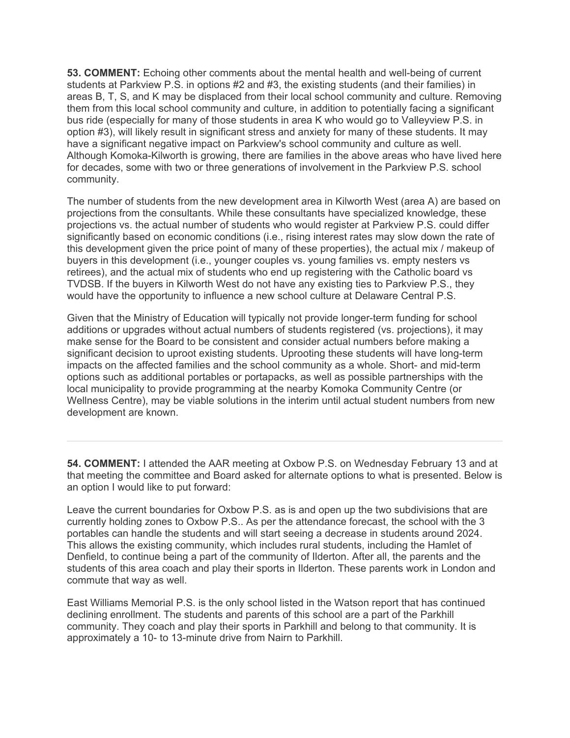**53. COMMENT:** Echoing other comments about the mental health and well-being of current students at Parkview P.S. in options #2 and #3, the existing students (and their families) in areas B, T, S, and K may be displaced from their local school community and culture. Removing them from this local school community and culture, in addition to potentially facing a significant bus ride (especially for many of those students in area K who would go to Valleyview P.S. in option #3), will likely result in significant stress and anxiety for many of these students. It may have a significant negative impact on Parkview's school community and culture as well. Although Komoka-Kilworth is growing, there are families in the above areas who have lived here for decades, some with two or three generations of involvement in the Parkview P.S. school community.

The number of students from the new development area in Kilworth West (area A) are based on projections from the consultants. While these consultants have specialized knowledge, these projections vs. the actual number of students who would register at Parkview P.S. could differ significantly based on economic conditions (i.e., rising interest rates may slow down the rate of this development given the price point of many of these properties), the actual mix / makeup of buyers in this development (i.e., younger couples vs. young families vs. empty nesters vs retirees), and the actual mix of students who end up registering with the Catholic board vs TVDSB. If the buyers in Kilworth West do not have any existing ties to Parkview P.S., they would have the opportunity to influence a new school culture at Delaware Central P.S.

Given that the Ministry of Education will typically not provide longer-term funding for school additions or upgrades without actual numbers of students registered (vs. projections), it may make sense for the Board to be consistent and consider actual numbers before making a significant decision to uproot existing students. Uprooting these students will have long-term impacts on the affected families and the school community as a whole. Short- and mid-term options such as additional portables or portapacks, as well as possible partnerships with the local municipality to provide programming at the nearby Komoka Community Centre (or Wellness Centre), may be viable solutions in the interim until actual student numbers from new development are known.

---

**54. COMMENT:** I attended the AAR meeting at Oxbow P.S. on Wednesday February 13 and at that meeting the committee and Board asked for alternate options to what is presented. Below is an option I would like to put forward:

Leave the current boundaries for Oxbow P.S. as is and open up the two subdivisions that are currently holding zones to Oxbow P.S.. As per the attendance forecast, the school with the 3 portables can handle the students and will start seeing a decrease in students around 2024. This allows the existing community, which includes rural students, including the Hamlet of Denfield, to continue being a part of the community of Ilderton. After all, the parents and the students of this area coach and play their sports in Ilderton. These parents work in London and commute that way as well.

East Williams Memorial P.S. is the only school listed in the Watson report that has continued declining enrollment. The students and parents of this school are a part of the Parkhill community. They coach and play their sports in Parkhill and belong to that community. It is approximately a 10- to 13-minute drive from Nairn to Parkhill.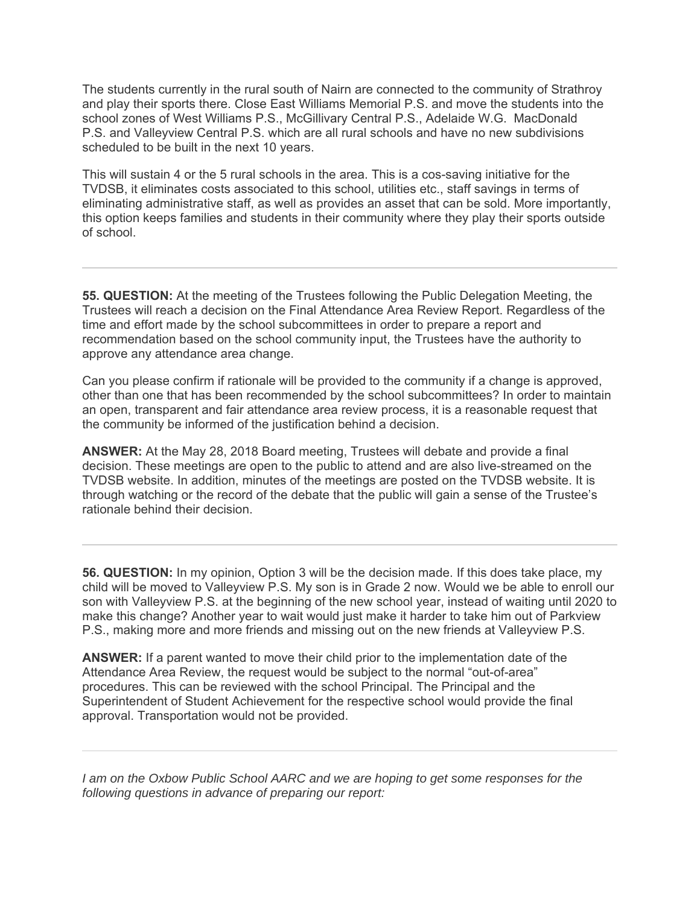The students currently in the rural south of Nairn are connected to the community of Strathroy and play their sports there. Close East Williams Memorial P.S. and move the students into the school zones of West Williams P.S., McGillivary Central P.S., Adelaide W.G. MacDonald P.S. and Valleyview Central P.S. which are all rural schools and have no new subdivisions scheduled to be built in the next 10 years.

This will sustain 4 or the 5 rural schools in the area. This is a cos-saving initiative for the TVDSB, it eliminates costs associated to this school, utilities etc., staff savings in terms of eliminating administrative staff, as well as provides an asset that can be sold. More importantly, this option keeps families and students in their community where they play their sports outside of school.

---

**55. QUESTION:** At the meeting of the Trustees following the Public Delegation Meeting, the Trustees will reach a decision on the Final Attendance Area Review Report. Regardless of the time and effort made by the school subcommittees in order to prepare a report and recommendation based on the school community input, the Trustees have the authority to approve any attendance area change.

Can you please confirm if rationale will be provided to the community if a change is approved, other than one that has been recommended by the school subcommittees? In order to maintain an open, transparent and fair attendance area review process, it is a reasonable request that the community be informed of the justification behind a decision.

**ANSWER:** At the May 28, 2018 Board meeting, Trustees will debate and provide a final decision. These meetings are open to the public to attend and are also live-streamed on the TVDSB website. In addition, minutes of the meetings are posted on the TVDSB website. It is through watching or the record of the debate that the public will gain a sense of the Trustee's rationale behind their decision.

---

**56. QUESTION:** In my opinion, Option 3 will be the decision made. If this does take place, my child will be moved to Valleyview P.S. My son is in Grade 2 now. Would we be able to enroll our son with Valleyview P.S. at the beginning of the new school year, instead of waiting until 2020 to make this change? Another year to wait would just make it harder to take him out of Parkview P.S., making more and more friends and missing out on the new friends at Valleyview P.S.

**ANSWER:** If a parent wanted to move their child prior to the implementation date of the Attendance Area Review, the request would be subject to the normal "out-of-area" procedures. This can be reviewed with the school Principal. The Principal and the Superintendent of Student Achievement for the respective school would provide the final approval. Transportation would not be provided.

---

*I am on the Oxbow Public School AARC and we are hoping to get some responses for the following questions in advance of preparing our report:*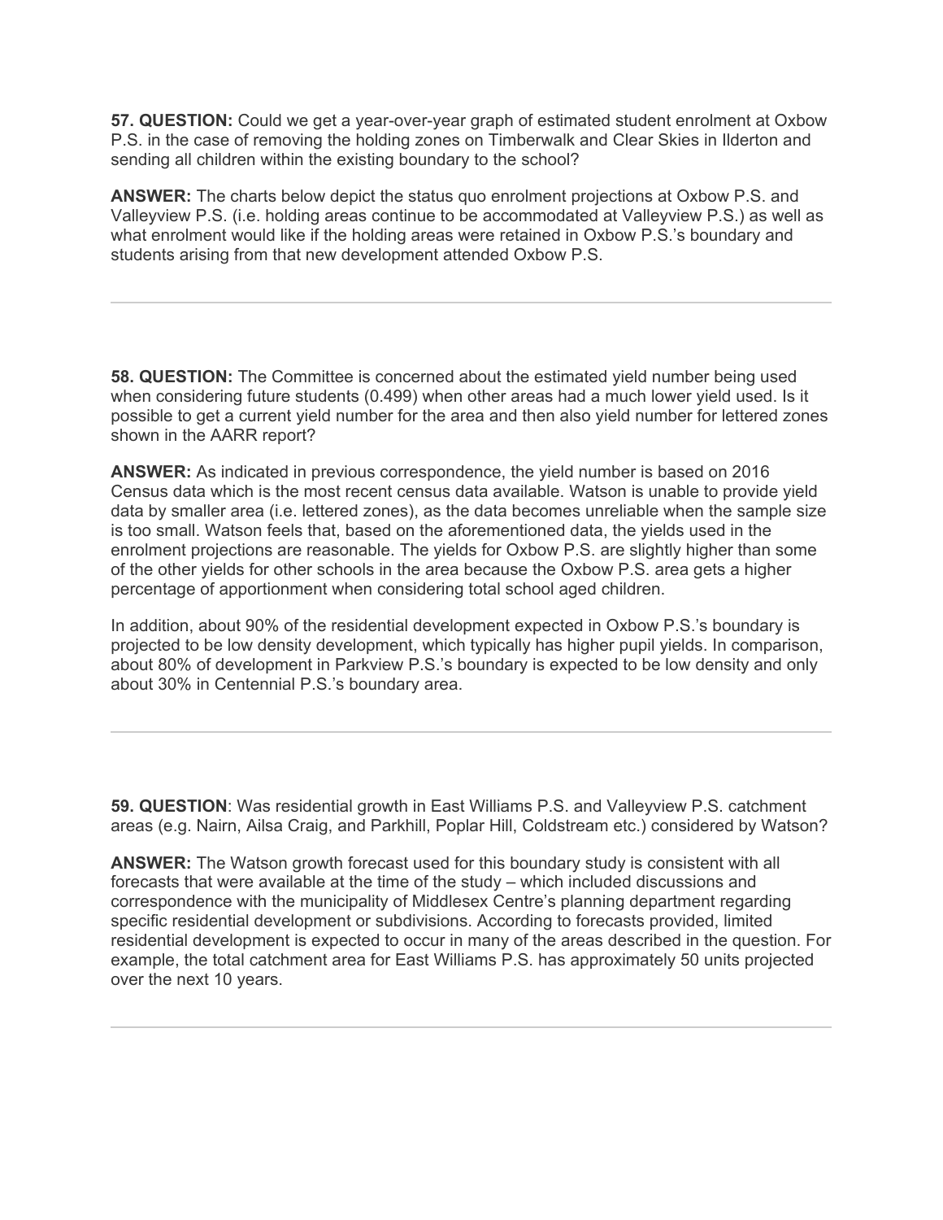**57. QUESTION:** Could we get a year-over-year graph of estimated student enrolment at Oxbow P.S. in the case of removing the holding zones on Timberwalk and Clear Skies in Ilderton and sending all children within the existing boundary to the school?

**ANSWER:** The charts below depict the status quo enrolment projections at Oxbow P.S. and Valleyview P.S. (i.e. holding areas continue to be accommodated at Valleyview P.S.) as well as what enrolment would like if the holding areas were retained in Oxbow P.S.'s boundary and students arising from that new development attended Oxbow P.S.

---

**58. QUESTION:** The Committee is concerned about the estimated yield number being used when considering future students (0.499) when other areas had a much lower yield used. Is it possible to get a current yield number for the area and then also yield number for lettered zones shown in the AARR report?

**ANSWER:** As indicated in previous correspondence, the yield number is based on 2016 Census data which is the most recent census data available. Watson is unable to provide yield data by smaller area (i.e. lettered zones), as the data becomes unreliable when the sample size is too small. Watson feels that, based on the aforementioned data, the yields used in the enrolment projections are reasonable. The yields for Oxbow P.S. are slightly higher than some of the other yields for other schools in the area because the Oxbow P.S. area gets a higher percentage of apportionment when considering total school aged children.

In addition, about 90% of the residential development expected in Oxbow P.S.'s boundary is projected to be low density development, which typically has higher pupil yields. In comparison, about 80% of development in Parkview P.S.'s boundary is expected to be low density and only about 30% in Centennial P.S.'s boundary area.

---

**59. QUESTION**: Was residential growth in East Williams P.S. and Valleyview P.S. catchment areas (e.g. Nairn, Ailsa Craig, and Parkhill, Poplar Hill, Coldstream etc.) considered by Watson?

**ANSWER:** The Watson growth forecast used for this boundary study is consistent with all forecasts that were available at the time of the study – which included discussions and correspondence with the municipality of Middlesex Centre's planning department regarding specific residential development or subdivisions. According to forecasts provided, limited residential development is expected to occur in many of the areas described in the question. For example, the total catchment area for East Williams P.S. has approximately 50 units projected over the next 10 years.

---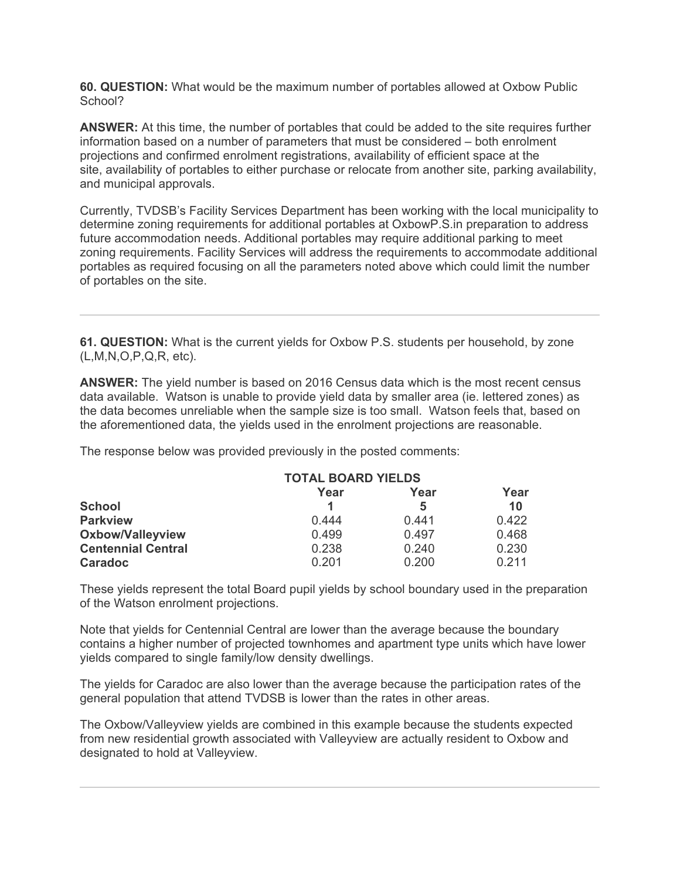**60. QUESTION:** What would be the maximum number of portables allowed at Oxbow Public School?

**ANSWER:** At this time, the number of portables that could be added to the site requires further information based on a number of parameters that must be considered – both enrolment projections and confirmed enrolment registrations, availability of efficient space at the site, availability of portables to either purchase or relocate from another site, parking availability, and municipal approvals.

Currently, TVDSB's Facility Services Department has been working with the local municipality to determine zoning requirements for additional portables at OxbowP.S.in preparation to address future accommodation needs. Additional portables may require additional parking to meet zoning requirements. Facility Services will address the requirements to accommodate additional portables as required focusing on all the parameters noted above which could limit the number of portables on the site.

---

**61. QUESTION:** What is the current yields for Oxbow P.S. students per household, by zone (L,M,N,O,P,Q,R, etc).

**ANSWER:** The yield number is based on 2016 Census data which is the most recent census data available. Watson is unable to provide yield data by smaller area (ie. lettered zones) as the data becomes unreliable when the sample size is too small. Watson feels that, based on the aforementioned data, the yields used in the enrolment projections are reasonable.

The response below was provided previously in the posted comments:

| | **TOTAL BOARD YIELDS** | | |
|---|---|---|---|
| | **Year** | **Year** | **Year** |
| **School** | **1** | **5** | **10** |
| **Parkview** | 0.444 | 0.441 | 0.422 |
| **Oxbow/Valleyview** | 0.499 | 0.497 | 0.468 |
| **Centennial Central** | 0.238 | 0.240 | 0.230 |
| **Caradoc** | 0.201 | 0.200 | 0.211 |

These yields represent the total Board pupil yields by school boundary used in the preparation of the Watson enrolment projections.

Note that yields for Centennial Central are lower than the average because the boundary contains a higher number of projected townhomes and apartment type units which have lower yields compared to single family/low density dwellings.

The yields for Caradoc are also lower than the average because the participation rates of the general population that attend TVDSB is lower than the rates in other areas.

The Oxbow/Valleyview yields are combined in this example because the students expected from new residential growth associated with Valleyview are actually resident to Oxbow and designated to hold at Valleyview.

---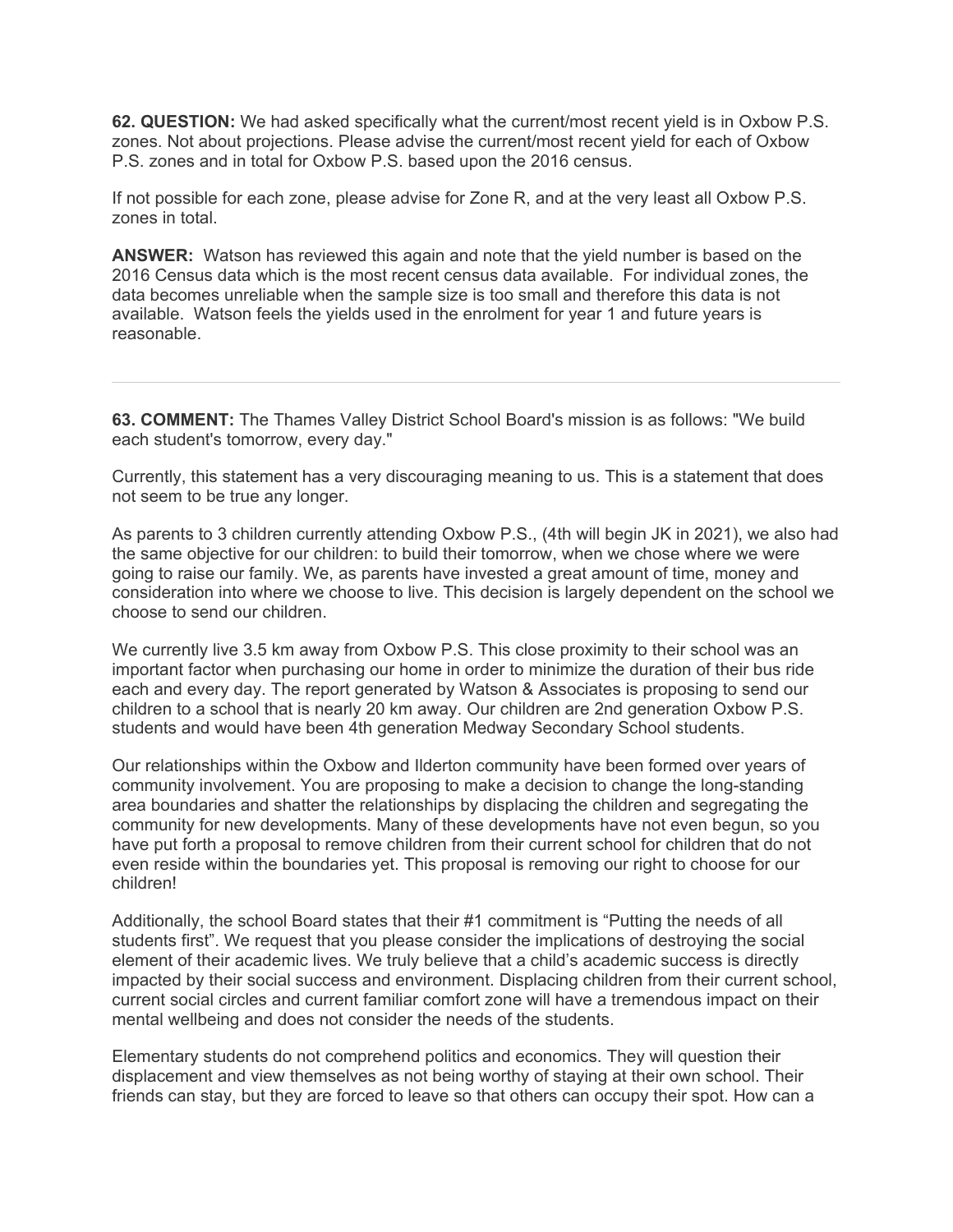**62. QUESTION:** We had asked specifically what the current/most recent yield is in Oxbow P.S. zones. Not about projections. Please advise the current/most recent yield for each of Oxbow P.S. zones and in total for Oxbow P.S. based upon the 2016 census.

If not possible for each zone, please advise for Zone R, and at the very least all Oxbow P.S. zones in total.

**ANSWER:** Watson has reviewed this again and note that the yield number is based on the 2016 Census data which is the most recent census data available. For individual zones, the data becomes unreliable when the sample size is too small and therefore this data is not available. Watson feels the yields used in the enrolment for year 1 and future years is reasonable.

---

**63. COMMENT:** The Thames Valley District School Board's mission is as follows: "We build each student's tomorrow, every day."

Currently, this statement has a very discouraging meaning to us. This is a statement that does not seem to be true any longer.

As parents to 3 children currently attending Oxbow P.S., (4th will begin JK in 2021), we also had the same objective for our children: to build their tomorrow, when we chose where we were going to raise our family. We, as parents have invested a great amount of time, money and consideration into where we choose to live. This decision is largely dependent on the school we choose to send our children.

We currently live 3.5 km away from Oxbow P.S. This close proximity to their school was an important factor when purchasing our home in order to minimize the duration of their bus ride each and every day. The report generated by Watson & Associates is proposing to send our children to a school that is nearly 20 km away. Our children are 2nd generation Oxbow P.S. students and would have been 4th generation Medway Secondary School students.

Our relationships within the Oxbow and Ilderton community have been formed over years of community involvement. You are proposing to make a decision to change the long-standing area boundaries and shatter the relationships by displacing the children and segregating the community for new developments. Many of these developments have not even begun, so you have put forth a proposal to remove children from their current school for children that do not even reside within the boundaries yet. This proposal is removing our right to choose for our children!

Additionally, the school Board states that their #1 commitment is "Putting the needs of all students first". We request that you please consider the implications of destroying the social element of their academic lives. We truly believe that a child's academic success is directly impacted by their social success and environment. Displacing children from their current school, current social circles and current familiar comfort zone will have a tremendous impact on their mental wellbeing and does not consider the needs of the students.

Elementary students do not comprehend politics and economics. They will question their displacement and view themselves as not being worthy of staying at their own school. Their friends can stay, but they are forced to leave so that others can occupy their spot. How can a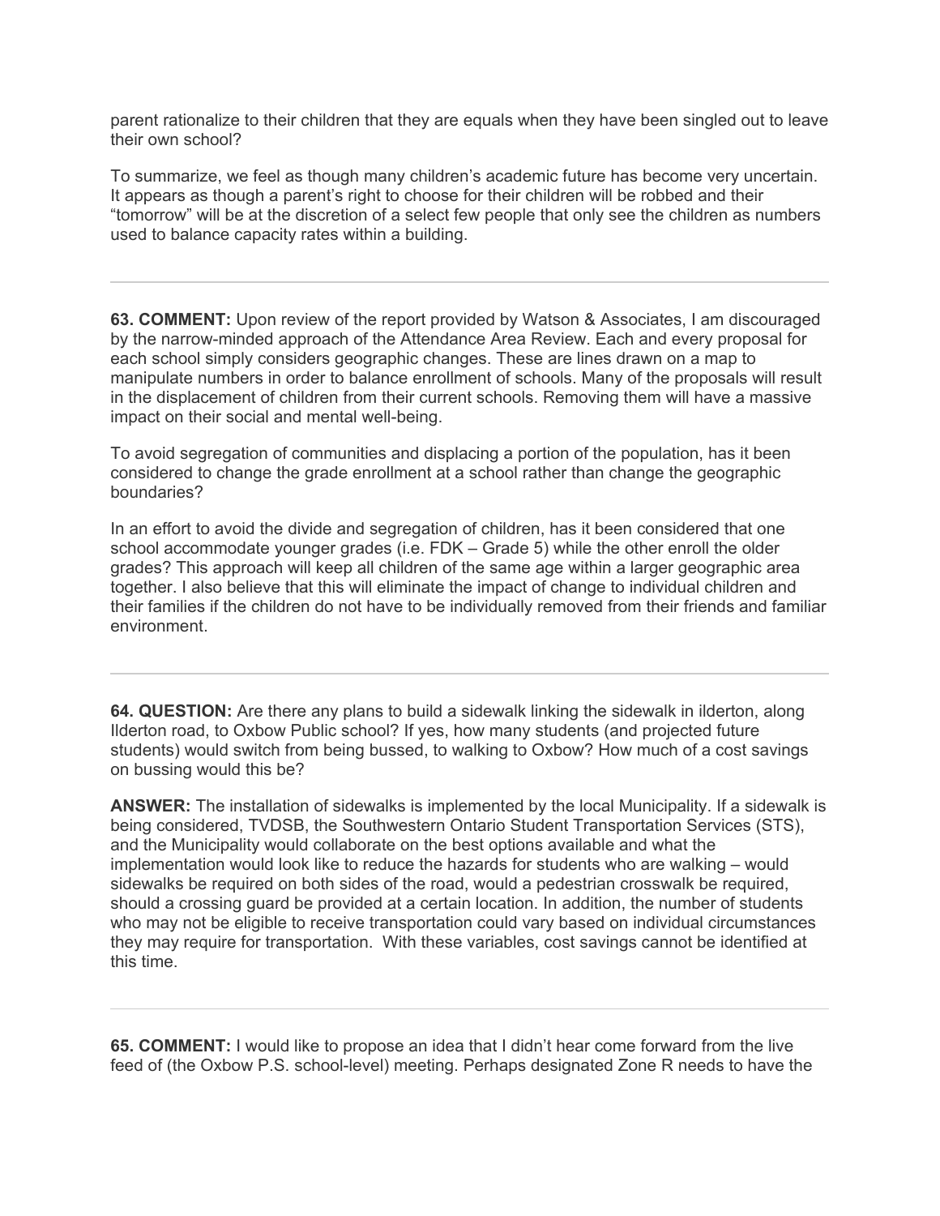parent rationalize to their children that they are equals when they have been singled out to leave their own school?

To summarize, we feel as though many children's academic future has become very uncertain. It appears as though a parent's right to choose for their children will be robbed and their "tomorrow" will be at the discretion of a select few people that only see the children as numbers used to balance capacity rates within a building.

---

**63. COMMENT:** Upon review of the report provided by Watson & Associates, I am discouraged by the narrow-minded approach of the Attendance Area Review. Each and every proposal for each school simply considers geographic changes. These are lines drawn on a map to manipulate numbers in order to balance enrollment of schools. Many of the proposals will result in the displacement of children from their current schools. Removing them will have a massive impact on their social and mental well-being.

To avoid segregation of communities and displacing a portion of the population, has it been considered to change the grade enrollment at a school rather than change the geographic boundaries?

In an effort to avoid the divide and segregation of children, has it been considered that one school accommodate younger grades (i.e. FDK – Grade 5) while the other enroll the older grades? This approach will keep all children of the same age within a larger geographic area together. I also believe that this will eliminate the impact of change to individual children and their families if the children do not have to be individually removed from their friends and familiar environment.

---

**64. QUESTION:** Are there any plans to build a sidewalk linking the sidewalk in ilderton, along Ilderton road, to Oxbow Public school? If yes, how many students (and projected future students) would switch from being bussed, to walking to Oxbow? How much of a cost savings on bussing would this be?

**ANSWER:** The installation of sidewalks is implemented by the local Municipality. If a sidewalk is being considered, TVDSB, the Southwestern Ontario Student Transportation Services (STS), and the Municipality would collaborate on the best options available and what the implementation would look like to reduce the hazards for students who are walking – would sidewalks be required on both sides of the road, would a pedestrian crosswalk be required, should a crossing guard be provided at a certain location. In addition, the number of students who may not be eligible to receive transportation could vary based on individual circumstances they may require for transportation. With these variables, cost savings cannot be identified at this time.

---

**65. COMMENT:** I would like to propose an idea that I didn't hear come forward from the live feed of (the Oxbow P.S. school-level) meeting. Perhaps designated Zone R needs to have the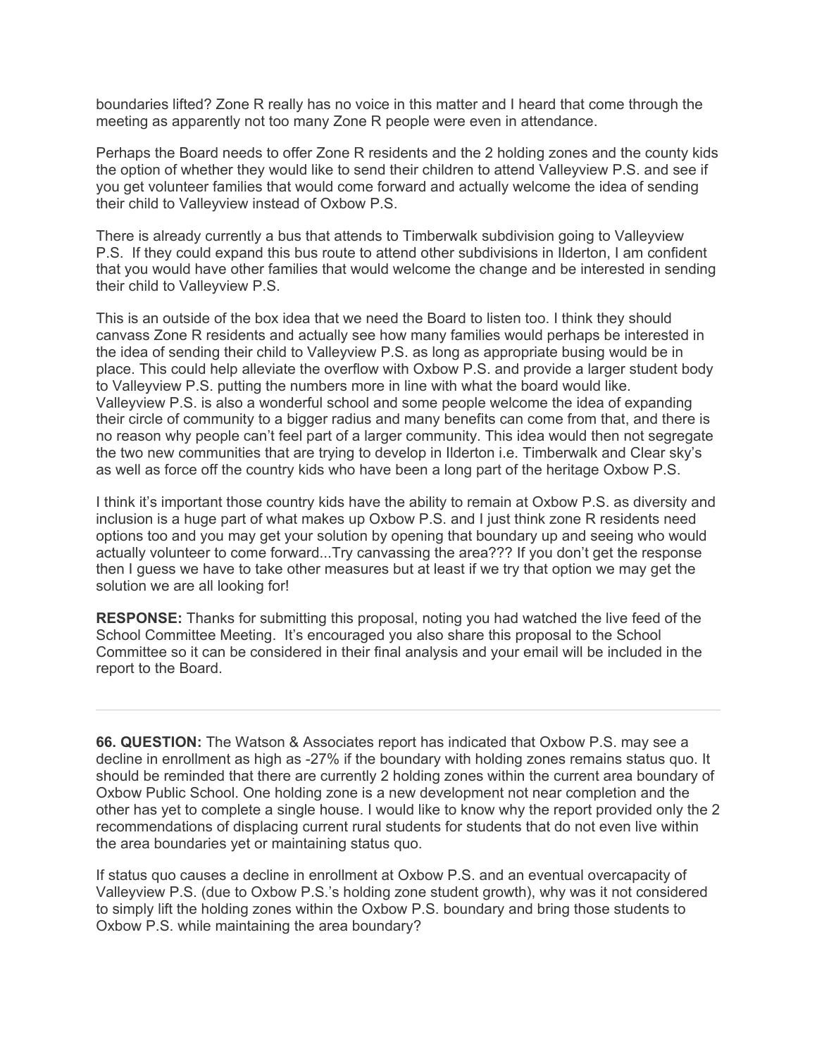boundaries lifted? Zone R really has no voice in this matter and I heard that come through the meeting as apparently not too many Zone R people were even in attendance.

Perhaps the Board needs to offer Zone R residents and the 2 holding zones and the county kids the option of whether they would like to send their children to attend Valleyview P.S. and see if you get volunteer families that would come forward and actually welcome the idea of sending their child to Valleyview instead of Oxbow P.S.

There is already currently a bus that attends to Timberwalk subdivision going to Valleyview P.S. If they could expand this bus route to attend other subdivisions in Ilderton, I am confident that you would have other families that would welcome the change and be interested in sending their child to Valleyview P.S.

This is an outside of the box idea that we need the Board to listen too. I think they should canvass Zone R residents and actually see how many families would perhaps be interested in the idea of sending their child to Valleyview P.S. as long as appropriate busing would be in place. This could help alleviate the overflow with Oxbow P.S. and provide a larger student body to Valleyview P.S. putting the numbers more in line with what the board would like. Valleyview P.S. is also a wonderful school and some people welcome the idea of expanding their circle of community to a bigger radius and many benefits can come from that, and there is no reason why people can't feel part of a larger community. This idea would then not segregate the two new communities that are trying to develop in Ilderton i.e. Timberwalk and Clear sky's as well as force off the country kids who have been a long part of the heritage Oxbow P.S.

I think it's important those country kids have the ability to remain at Oxbow P.S. as diversity and inclusion is a huge part of what makes up Oxbow P.S. and I just think zone R residents need options too and you may get your solution by opening that boundary up and seeing who would actually volunteer to come forward...Try canvassing the area??? If you don't get the response then I guess we have to take other measures but at least if we try that option we may get the solution we are all looking for!

**RESPONSE:** Thanks for submitting this proposal, noting you had watched the live feed of the School Committee Meeting. It's encouraged you also share this proposal to the School Committee so it can be considered in their final analysis and your email will be included in the report to the Board.

---

**66. QUESTION:** The Watson & Associates report has indicated that Oxbow P.S. may see a decline in enrollment as high as -27% if the boundary with holding zones remains status quo. It should be reminded that there are currently 2 holding zones within the current area boundary of Oxbow Public School. One holding zone is a new development not near completion and the other has yet to complete a single house. I would like to know why the report provided only the 2 recommendations of displacing current rural students for students that do not even live within the area boundaries yet or maintaining status quo.

If status quo causes a decline in enrollment at Oxbow P.S. and an eventual overcapacity of Valleyview P.S. (due to Oxbow P.S.'s holding zone student growth), why was it not considered to simply lift the holding zones within the Oxbow P.S. boundary and bring those students to Oxbow P.S. while maintaining the area boundary?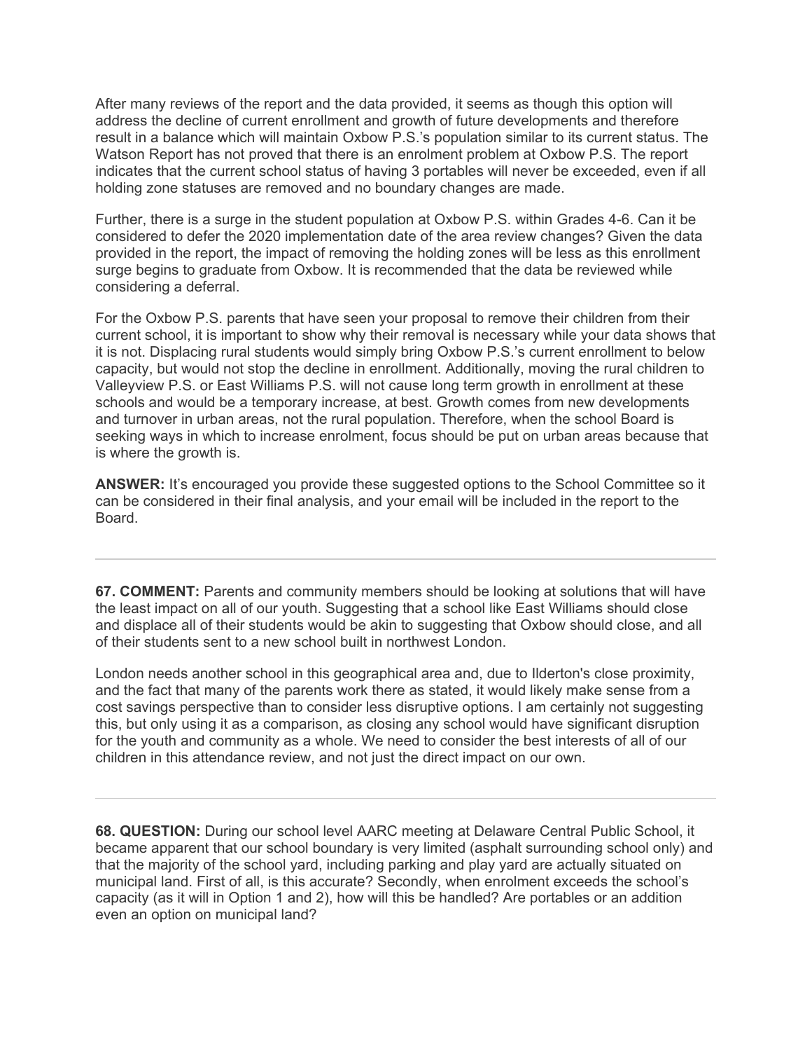After many reviews of the report and the data provided, it seems as though this option will address the decline of current enrollment and growth of future developments and therefore result in a balance which will maintain Oxbow P.S.'s population similar to its current status. The Watson Report has not proved that there is an enrolment problem at Oxbow P.S. The report indicates that the current school status of having 3 portables will never be exceeded, even if all holding zone statuses are removed and no boundary changes are made.

Further, there is a surge in the student population at Oxbow P.S. within Grades 4-6. Can it be considered to defer the 2020 implementation date of the area review changes? Given the data provided in the report, the impact of removing the holding zones will be less as this enrollment surge begins to graduate from Oxbow. It is recommended that the data be reviewed while considering a deferral.

For the Oxbow P.S. parents that have seen your proposal to remove their children from their current school, it is important to show why their removal is necessary while your data shows that it is not. Displacing rural students would simply bring Oxbow P.S.'s current enrollment to below capacity, but would not stop the decline in enrollment. Additionally, moving the rural children to Valleyview P.S. or East Williams P.S. will not cause long term growth in enrollment at these schools and would be a temporary increase, at best. Growth comes from new developments and turnover in urban areas, not the rural population. Therefore, when the school Board is seeking ways in which to increase enrolment, focus should be put on urban areas because that is where the growth is.

**ANSWER:** It's encouraged you provide these suggested options to the School Committee so it can be considered in their final analysis, and your email will be included in the report to the Board.

---

**67. COMMENT:** Parents and community members should be looking at solutions that will have the least impact on all of our youth. Suggesting that a school like East Williams should close and displace all of their students would be akin to suggesting that Oxbow should close, and all of their students sent to a new school built in northwest London.

London needs another school in this geographical area and, due to Ilderton's close proximity, and the fact that many of the parents work there as stated, it would likely make sense from a cost savings perspective than to consider less disruptive options. I am certainly not suggesting this, but only using it as a comparison, as closing any school would have significant disruption for the youth and community as a whole. We need to consider the best interests of all of our children in this attendance review, and not just the direct impact on our own.

---

**68. QUESTION:** During our school level AARC meeting at Delaware Central Public School, it became apparent that our school boundary is very limited (asphalt surrounding school only) and that the majority of the school yard, including parking and play yard are actually situated on municipal land. First of all, is this accurate? Secondly, when enrolment exceeds the school's capacity (as it will in Option 1 and 2), how will this be handled? Are portables or an addition even an option on municipal land?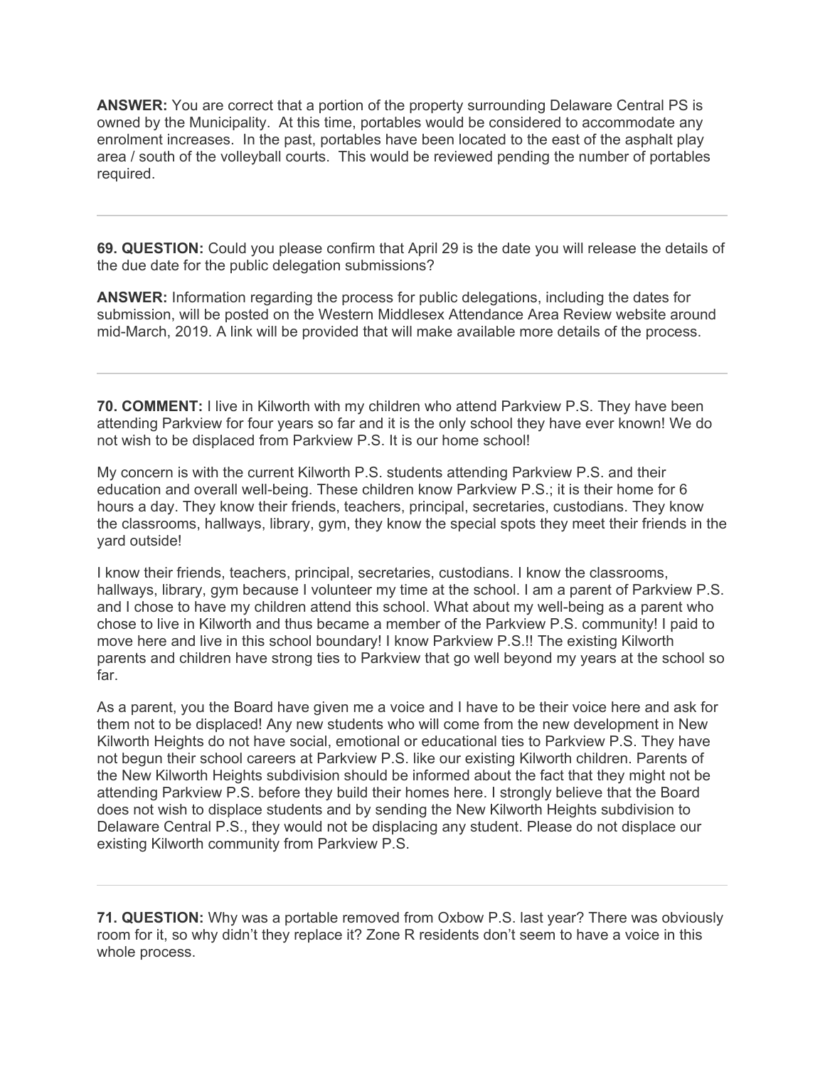**ANSWER:** You are correct that a portion of the property surrounding Delaware Central PS is owned by the Municipality. At this time, portables would be considered to accommodate any enrolment increases. In the past, portables have been located to the east of the asphalt play area / south of the volleyball courts. This would be reviewed pending the number of portables required.

---

**69. QUESTION:** Could you please confirm that April 29 is the date you will release the details of the due date for the public delegation submissions?

**ANSWER:** Information regarding the process for public delegations, including the dates for submission, will be posted on the Western Middlesex Attendance Area Review website around mid-March, 2019. A link will be provided that will make available more details of the process.

---

**70. COMMENT:** I live in Kilworth with my children who attend Parkview P.S. They have been attending Parkview for four years so far and it is the only school they have ever known! We do not wish to be displaced from Parkview P.S. It is our home school!

My concern is with the current Kilworth P.S. students attending Parkview P.S. and their education and overall well-being. These children know Parkview P.S.; it is their home for 6 hours a day. They know their friends, teachers, principal, secretaries, custodians. They know the classrooms, hallways, library, gym, they know the special spots they meet their friends in the yard outside!

I know their friends, teachers, principal, secretaries, custodians. I know the classrooms, hallways, library, gym because I volunteer my time at the school. I am a parent of Parkview P.S. and I chose to have my children attend this school. What about my well-being as a parent who chose to live in Kilworth and thus became a member of the Parkview P.S. community! I paid to move here and live in this school boundary! I know Parkview P.S.!! The existing Kilworth parents and children have strong ties to Parkview that go well beyond my years at the school so far.

As a parent, you the Board have given me a voice and I have to be their voice here and ask for them not to be displaced! Any new students who will come from the new development in New Kilworth Heights do not have social, emotional or educational ties to Parkview P.S. They have not begun their school careers at Parkview P.S. like our existing Kilworth children. Parents of the New Kilworth Heights subdivision should be informed about the fact that they might not be attending Parkview P.S. before they build their homes here. I strongly believe that the Board does not wish to displace students and by sending the New Kilworth Heights subdivision to Delaware Central P.S., they would not be displacing any student. Please do not displace our existing Kilworth community from Parkview P.S.

---

**71. QUESTION:** Why was a portable removed from Oxbow P.S. last year? There was obviously room for it, so why didn't they replace it? Zone R residents don't seem to have a voice in this whole process.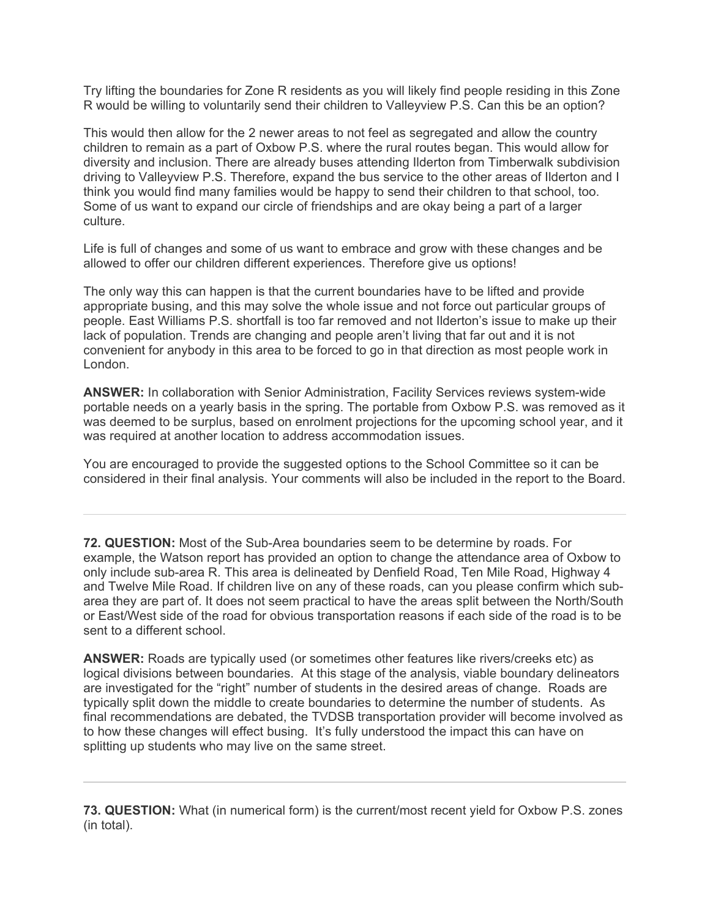Try lifting the boundaries for Zone R residents as you will likely find people residing in this Zone R would be willing to voluntarily send their children to Valleyview P.S. Can this be an option?

This would then allow for the 2 newer areas to not feel as segregated and allow the country children to remain as a part of Oxbow P.S. where the rural routes began. This would allow for diversity and inclusion. There are already buses attending Ilderton from Timberwalk subdivision driving to Valleyview P.S. Therefore, expand the bus service to the other areas of Ilderton and I think you would find many families would be happy to send their children to that school, too. Some of us want to expand our circle of friendships and are okay being a part of a larger culture.

Life is full of changes and some of us want to embrace and grow with these changes and be allowed to offer our children different experiences. Therefore give us options!

The only way this can happen is that the current boundaries have to be lifted and provide appropriate busing, and this may solve the whole issue and not force out particular groups of people. East Williams P.S. shortfall is too far removed and not Ilderton's issue to make up their lack of population. Trends are changing and people aren't living that far out and it is not convenient for anybody in this area to be forced to go in that direction as most people work in London.

**ANSWER:** In collaboration with Senior Administration, Facility Services reviews system-wide portable needs on a yearly basis in the spring. The portable from Oxbow P.S. was removed as it was deemed to be surplus, based on enrolment projections for the upcoming school year, and it was required at another location to address accommodation issues.

You are encouraged to provide the suggested options to the School Committee so it can be considered in their final analysis. Your comments will also be included in the report to the Board.

---

**72. QUESTION:** Most of the Sub-Area boundaries seem to be determine by roads. For example, the Watson report has provided an option to change the attendance area of Oxbow to only include sub-area R. This area is delineated by Denfield Road, Ten Mile Road, Highway 4 and Twelve Mile Road. If children live on any of these roads, can you please confirm which sub-area they are part of. It does not seem practical to have the areas split between the North/South or East/West side of the road for obvious transportation reasons if each side of the road is to be sent to a different school.

**ANSWER:** Roads are typically used (or sometimes other features like rivers/creeks etc) as logical divisions between boundaries. At this stage of the analysis, viable boundary delineators are investigated for the "right" number of students in the desired areas of change. Roads are typically split down the middle to create boundaries to determine the number of students. As final recommendations are debated, the TVDSB transportation provider will become involved as to how these changes will effect busing. It's fully understood the impact this can have on splitting up students who may live on the same street.

---

**73. QUESTION:** What (in numerical form) is the current/most recent yield for Oxbow P.S. zones (in total).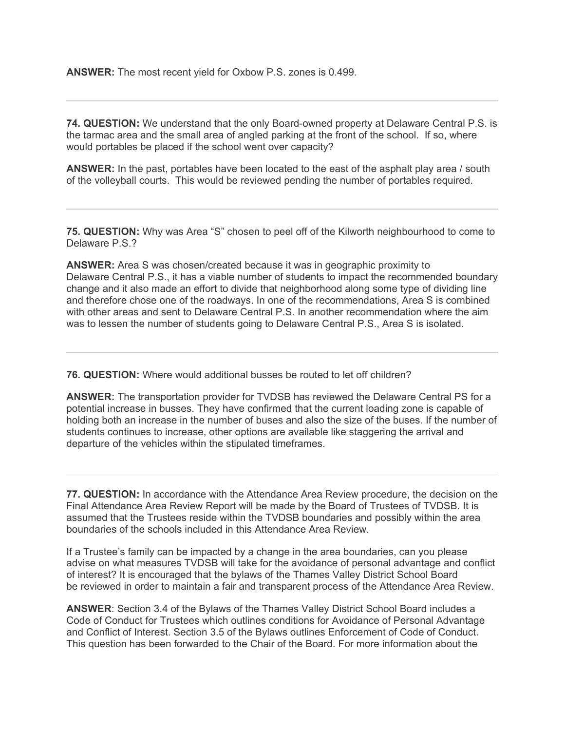**ANSWER:** The most recent yield for Oxbow P.S. zones is 0.499.

---

**74. QUESTION:** We understand that the only Board-owned property at Delaware Central P.S. is the tarmac area and the small area of angled parking at the front of the school. If so, where would portables be placed if the school went over capacity?

**ANSWER:** In the past, portables have been located to the east of the asphalt play area / south of the volleyball courts. This would be reviewed pending the number of portables required.

---

**75. QUESTION:** Why was Area "S" chosen to peel off of the Kilworth neighbourhood to come to Delaware P.S.?

**ANSWER:** Area S was chosen/created because it was in geographic proximity to Delaware Central P.S., it has a viable number of students to impact the recommended boundary change and it also made an effort to divide that neighborhood along some type of dividing line and therefore chose one of the roadways. In one of the recommendations, Area S is combined with other areas and sent to Delaware Central P.S. In another recommendation where the aim was to lessen the number of students going to Delaware Central P.S., Area S is isolated.

---

**76. QUESTION:** Where would additional busses be routed to let off children?

**ANSWER:** The transportation provider for TVDSB has reviewed the Delaware Central PS for a potential increase in busses. They have confirmed that the current loading zone is capable of holding both an increase in the number of buses and also the size of the buses. If the number of students continues to increase, other options are available like staggering the arrival and departure of the vehicles within the stipulated timeframes.

---

**77. QUESTION:** In accordance with the Attendance Area Review procedure, the decision on the Final Attendance Area Review Report will be made by the Board of Trustees of TVDSB. It is assumed that the Trustees reside within the TVDSB boundaries and possibly within the area boundaries of the schools included in this Attendance Area Review.

If a Trustee's family can be impacted by a change in the area boundaries, can you please advise on what measures TVDSB will take for the avoidance of personal advantage and conflict of interest? It is encouraged that the bylaws of the Thames Valley District School Board be reviewed in order to maintain a fair and transparent process of the Attendance Area Review.

**ANSWER**: Section 3.4 of the Bylaws of the Thames Valley District School Board includes a Code of Conduct for Trustees which outlines conditions for Avoidance of Personal Advantage and Conflict of Interest. Section 3.5 of the Bylaws outlines Enforcement of Code of Conduct. This question has been forwarded to the Chair of the Board. For more information about the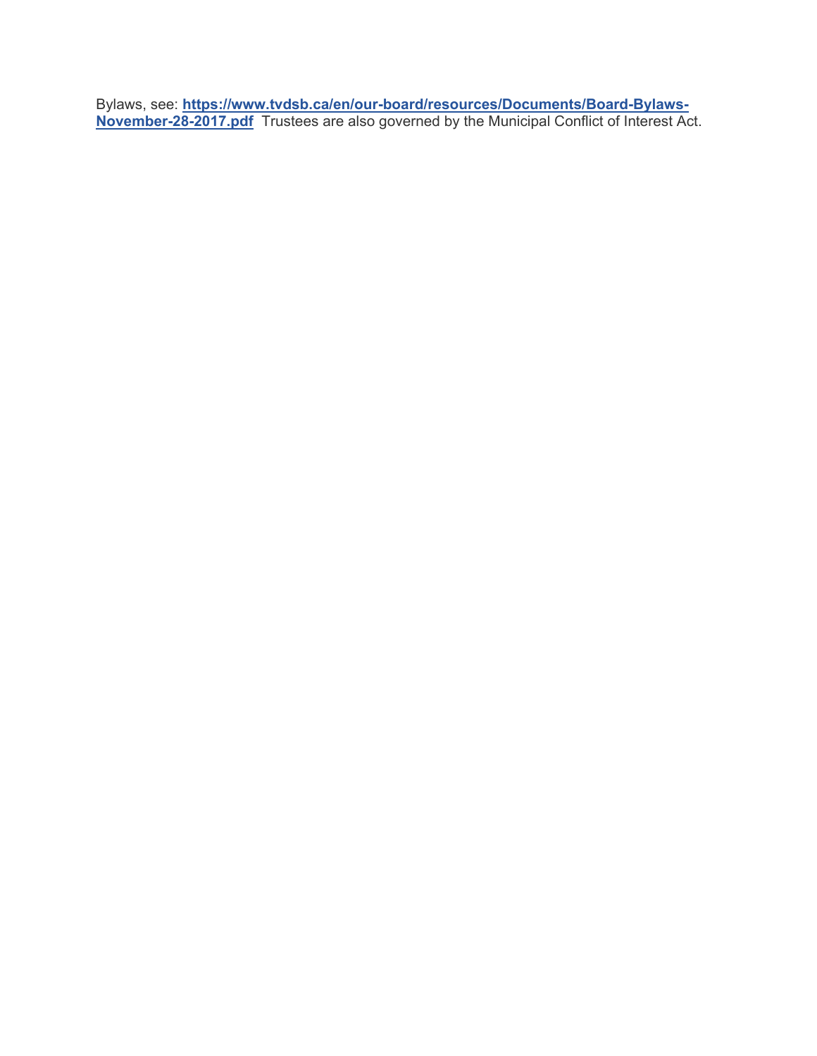Bylaws, see: **https://www.tvdsb.ca/en/our-board/resources/Documents/Board-Bylaws-November-28-2017.pdf** Trustees are also governed by the Municipal Conflict of Interest Act.